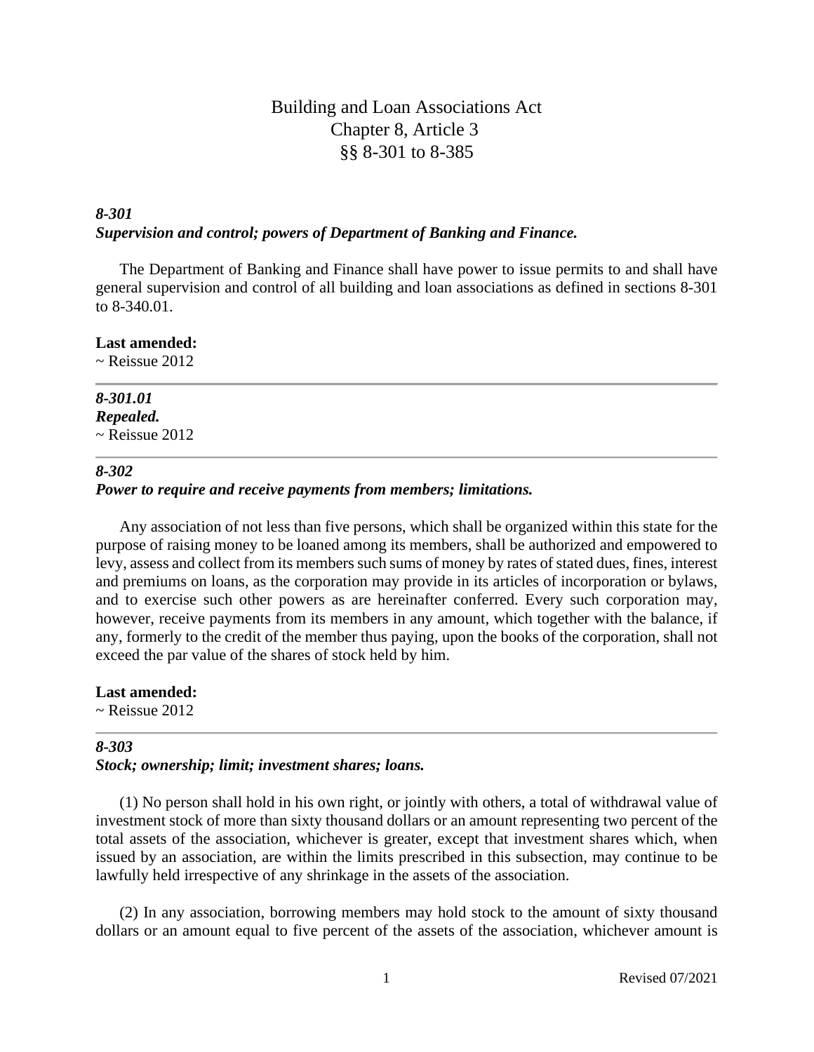# Building and Loan Associations Act
## Chapter 8, Article 3
## §§ 8-301 to 8-385

### *8-301*
### *Supervision and control; powers of Department of Banking and Finance.*

The Department of Banking and Finance shall have power to issue permits to and shall have general supervision and control of all building and loan associations as defined in sections 8-301 to 8-340.01.

**Last amended:**
~ Reissue 2012

---

### *8-301.01*
### *Repealed.*
~ Reissue 2012

---

### *8-302*
### *Power to require and receive payments from members; limitations.*

Any association of not less than five persons, which shall be organized within this state for the purpose of raising money to be loaned among its members, shall be authorized and empowered to levy, assess and collect from its members such sums of money by rates of stated dues, fines, interest and premiums on loans, as the corporation may provide in its articles of incorporation or bylaws, and to exercise such other powers as are hereinafter conferred. Every such corporation may, however, receive payments from its members in any amount, which together with the balance, if any, formerly to the credit of the member thus paying, upon the books of the corporation, shall not exceed the par value of the shares of stock held by him.

**Last amended:**
~ Reissue 2012

---

### *8-303*
### *Stock; ownership; limit; investment shares; loans.*

(1) No person shall hold in his own right, or jointly with others, a total of withdrawal value of investment stock of more than sixty thousand dollars or an amount representing two percent of the total assets of the association, whichever is greater, except that investment shares which, when issued by an association, are within the limits prescribed in this subsection, may continue to be lawfully held irrespective of any shrinkage in the assets of the association.

(2) In any association, borrowing members may hold stock to the amount of sixty thousand dollars or an amount equal to five percent of the assets of the association, whichever amount is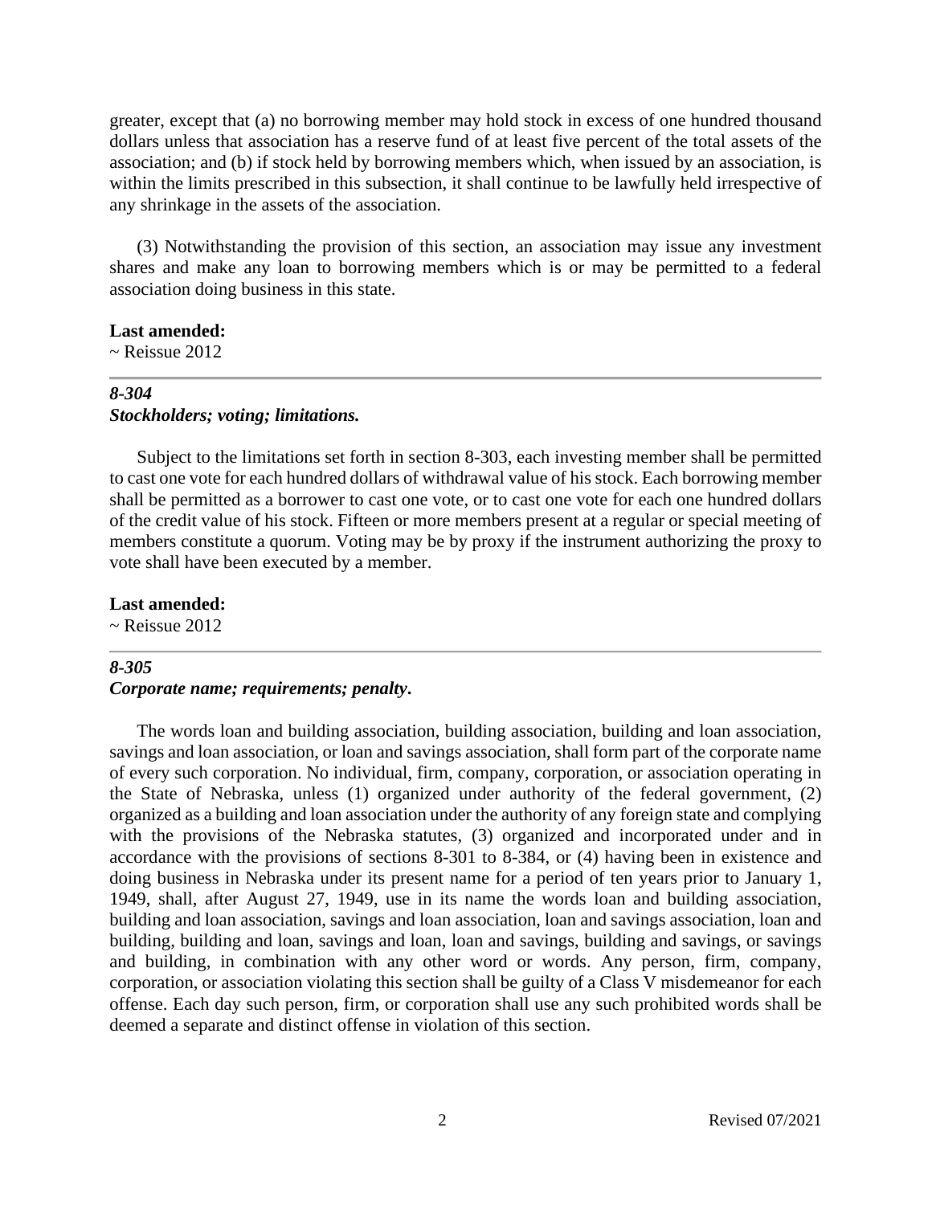greater, except that (a) no borrowing member may hold stock in excess of one hundred thousand dollars unless that association has a reserve fund of at least five percent of the total assets of the association; and (b) if stock held by borrowing members which, when issued by an association, is within the limits prescribed in this subsection, it shall continue to be lawfully held irrespective of any shrinkage in the assets of the association.

(3) Notwithstanding the provision of this section, an association may issue any investment shares and make any loan to borrowing members which is or may be permitted to a federal association doing business in this state.

**Last amended:**
~ Reissue 2012

---

### *8-304*
### *Stockholders; voting; limitations.*

Subject to the limitations set forth in section 8-303, each investing member shall be permitted to cast one vote for each hundred dollars of withdrawal value of his stock. Each borrowing member shall be permitted as a borrower to cast one vote, or to cast one vote for each one hundred dollars of the credit value of his stock. Fifteen or more members present at a regular or special meeting of members constitute a quorum. Voting may be by proxy if the instrument authorizing the proxy to vote shall have been executed by a member.

**Last amended:**
~ Reissue 2012

---

### *8-305*
### *Corporate name; requirements; penalty.*

The words loan and building association, building association, building and loan association, savings and loan association, or loan and savings association, shall form part of the corporate name of every such corporation. No individual, firm, company, corporation, or association operating in the State of Nebraska, unless (1) organized under authority of the federal government, (2) organized as a building and loan association under the authority of any foreign state and complying with the provisions of the Nebraska statutes, (3) organized and incorporated under and in accordance with the provisions of sections 8-301 to 8-384, or (4) having been in existence and doing business in Nebraska under its present name for a period of ten years prior to January 1, 1949, shall, after August 27, 1949, use in its name the words loan and building association, building and loan association, savings and loan association, loan and savings association, loan and building, building and loan, savings and loan, loan and savings, building and savings, or savings and building, in combination with any other word or words. Any person, firm, company, corporation, or association violating this section shall be guilty of a Class V misdemeanor for each offense. Each day such person, firm, or corporation shall use any such prohibited words shall be deemed a separate and distinct offense in violation of this section.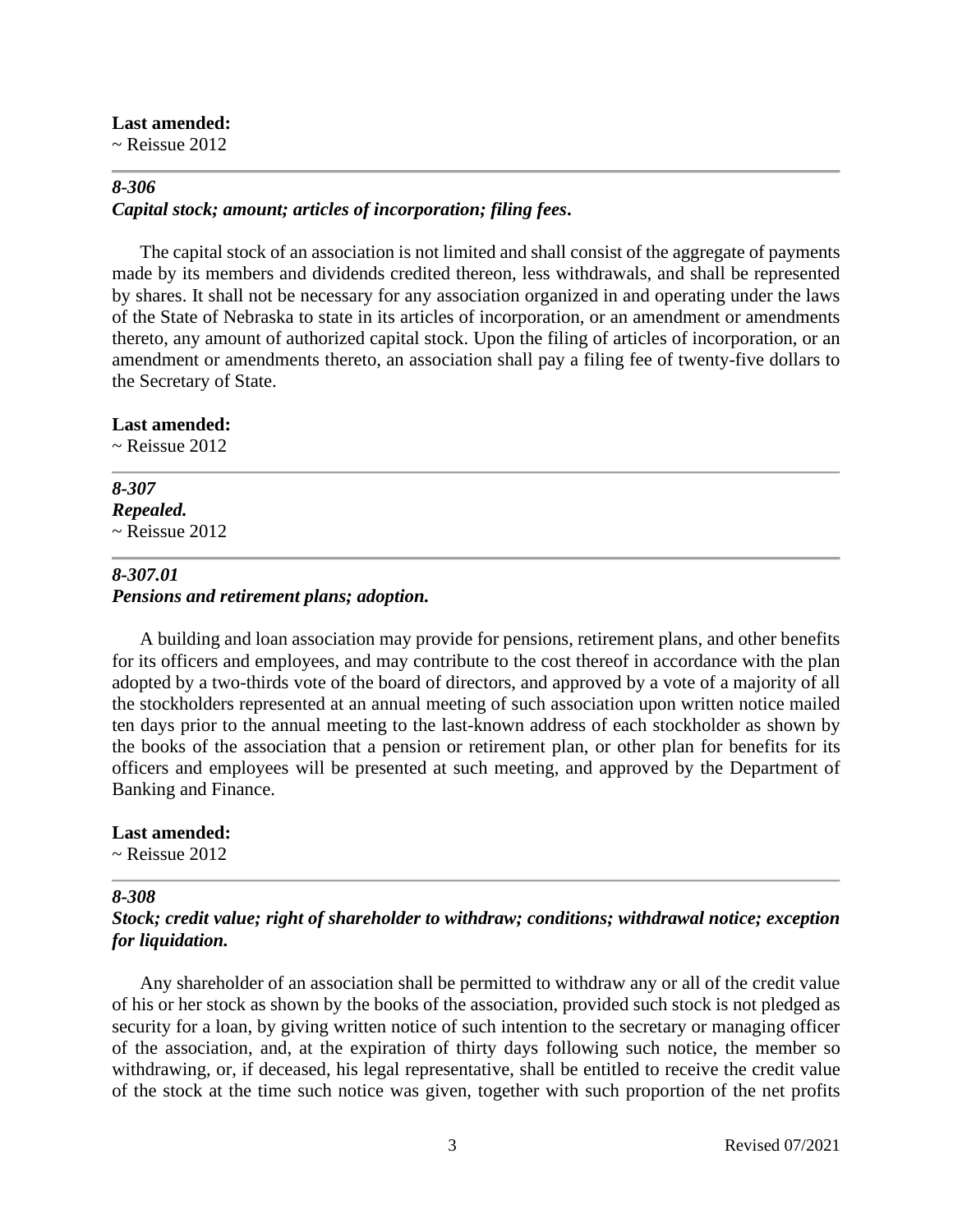**Last amended:**
~ Reissue 2012

---

### *8-306*
### *Capital stock; amount; articles of incorporation; filing fees.*

The capital stock of an association is not limited and shall consist of the aggregate of payments made by its members and dividends credited thereon, less withdrawals, and shall be represented by shares. It shall not be necessary for any association organized in and operating under the laws of the State of Nebraska to state in its articles of incorporation, or an amendment or amendments thereto, any amount of authorized capital stock. Upon the filing of articles of incorporation, or an amendment or amendments thereto, an association shall pay a filing fee of twenty-five dollars to the Secretary of State.

**Last amended:**
~ Reissue 2012

---

### *8-307*
### *Repealed.*
~ Reissue 2012

---

### *8-307.01*
### *Pensions and retirement plans; adoption.*

A building and loan association may provide for pensions, retirement plans, and other benefits for its officers and employees, and may contribute to the cost thereof in accordance with the plan adopted by a two-thirds vote of the board of directors, and approved by a vote of a majority of all the stockholders represented at an annual meeting of such association upon written notice mailed ten days prior to the annual meeting to the last-known address of each stockholder as shown by the books of the association that a pension or retirement plan, or other plan for benefits for its officers and employees will be presented at such meeting, and approved by the Department of Banking and Finance.

**Last amended:**
~ Reissue 2012

---

### *8-308*
### *Stock; credit value; right of shareholder to withdraw; conditions; withdrawal notice; exception for liquidation.*

Any shareholder of an association shall be permitted to withdraw any or all of the credit value of his or her stock as shown by the books of the association, provided such stock is not pledged as security for a loan, by giving written notice of such intention to the secretary or managing officer of the association, and, at the expiration of thirty days following such notice, the member so withdrawing, or, if deceased, his legal representative, shall be entitled to receive the credit value of the stock at the time such notice was given, together with such proportion of the net profits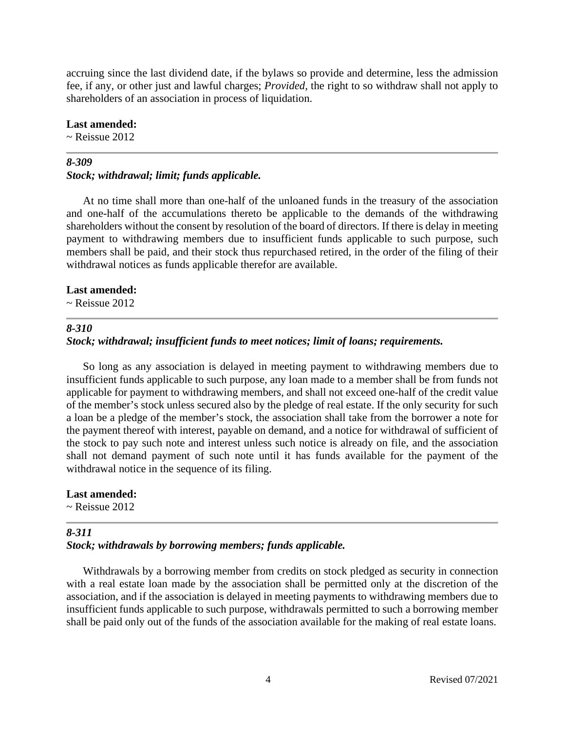accruing since the last dividend date, if the bylaws so provide and determine, less the admission fee, if any, or other just and lawful charges; *Provided*, the right to so withdraw shall not apply to shareholders of an association in process of liquidation.

**Last amended:**
~ Reissue 2012

---

***8-309***
***Stock; withdrawal; limit; funds applicable.***

At no time shall more than one-half of the unloaned funds in the treasury of the association and one-half of the accumulations thereto be applicable to the demands of the withdrawing shareholders without the consent by resolution of the board of directors. If there is delay in meeting payment to withdrawing members due to insufficient funds applicable to such purpose, such members shall be paid, and their stock thus repurchased retired, in the order of the filing of their withdrawal notices as funds applicable therefor are available.

**Last amended:**
~ Reissue 2012

---

***8-310***
***Stock; withdrawal; insufficient funds to meet notices; limit of loans; requirements.***

So long as any association is delayed in meeting payment to withdrawing members due to insufficient funds applicable to such purpose, any loan made to a member shall be from funds not applicable for payment to withdrawing members, and shall not exceed one-half of the credit value of the member's stock unless secured also by the pledge of real estate. If the only security for such a loan be a pledge of the member's stock, the association shall take from the borrower a note for the payment thereof with interest, payable on demand, and a notice for withdrawal of sufficient of the stock to pay such note and interest unless such notice is already on file, and the association shall not demand payment of such note until it has funds available for the payment of the withdrawal notice in the sequence of its filing.

**Last amended:**
~ Reissue 2012

---

***8-311***
***Stock; withdrawals by borrowing members; funds applicable.***

Withdrawals by a borrowing member from credits on stock pledged as security in connection with a real estate loan made by the association shall be permitted only at the discretion of the association, and if the association is delayed in meeting payments to withdrawing members due to insufficient funds applicable to such purpose, withdrawals permitted to such a borrowing member shall be paid only out of the funds of the association available for the making of real estate loans.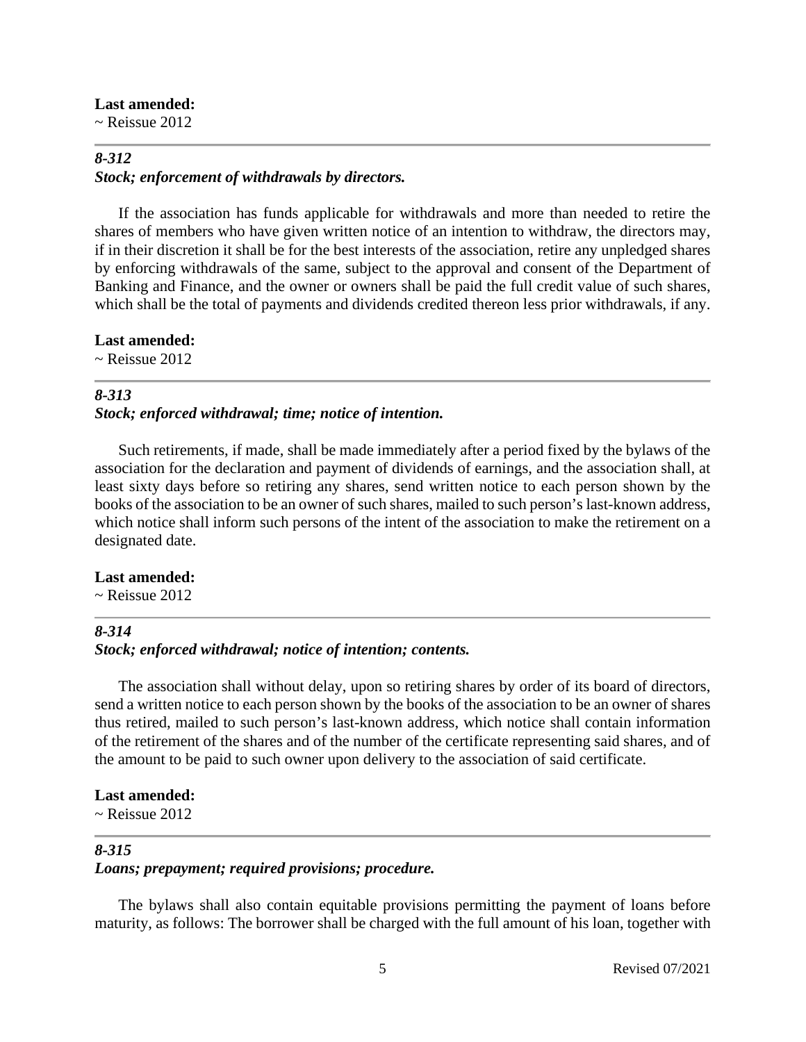**Last amended:**
~ Reissue 2012

---

*8-312*
***Stock; enforcement of withdrawals by directors.***

If the association has funds applicable for withdrawals and more than needed to retire the shares of members who have given written notice of an intention to withdraw, the directors may, if in their discretion it shall be for the best interests of the association, retire any unpledged shares by enforcing withdrawals of the same, subject to the approval and consent of the Department of Banking and Finance, and the owner or owners shall be paid the full credit value of such shares, which shall be the total of payments and dividends credited thereon less prior withdrawals, if any.

**Last amended:**
~ Reissue 2012

---

*8-313*
***Stock; enforced withdrawal; time; notice of intention.***

Such retirements, if made, shall be made immediately after a period fixed by the bylaws of the association for the declaration and payment of dividends of earnings, and the association shall, at least sixty days before so retiring any shares, send written notice to each person shown by the books of the association to be an owner of such shares, mailed to such person's last-known address, which notice shall inform such persons of the intent of the association to make the retirement on a designated date.

**Last amended:**
~ Reissue 2012

---

*8-314*
***Stock; enforced withdrawal; notice of intention; contents.***

The association shall without delay, upon so retiring shares by order of its board of directors, send a written notice to each person shown by the books of the association to be an owner of shares thus retired, mailed to such person's last-known address, which notice shall contain information of the retirement of the shares and of the number of the certificate representing said shares, and of the amount to be paid to such owner upon delivery to the association of said certificate.

**Last amended:**
~ Reissue 2012

---

*8-315*
***Loans; prepayment; required provisions; procedure.***

The bylaws shall also contain equitable provisions permitting the payment of loans before maturity, as follows: The borrower shall be charged with the full amount of his loan, together with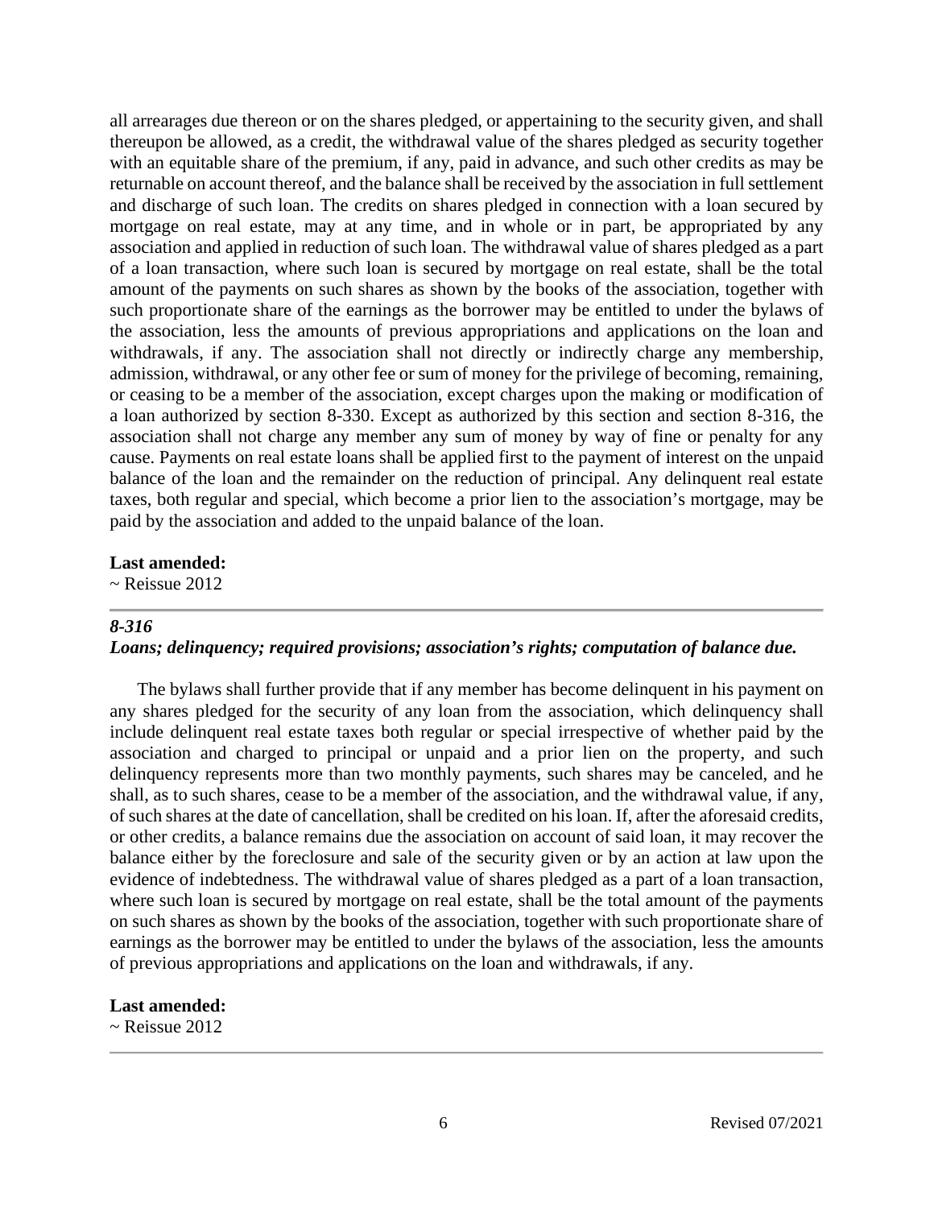all arrearages due thereon or on the shares pledged, or appertaining to the security given, and shall thereupon be allowed, as a credit, the withdrawal value of the shares pledged as security together with an equitable share of the premium, if any, paid in advance, and such other credits as may be returnable on account thereof, and the balance shall be received by the association in full settlement and discharge of such loan. The credits on shares pledged in connection with a loan secured by mortgage on real estate, may at any time, and in whole or in part, be appropriated by any association and applied in reduction of such loan. The withdrawal value of shares pledged as a part of a loan transaction, where such loan is secured by mortgage on real estate, shall be the total amount of the payments on such shares as shown by the books of the association, together with such proportionate share of the earnings as the borrower may be entitled to under the bylaws of the association, less the amounts of previous appropriations and applications on the loan and withdrawals, if any. The association shall not directly or indirectly charge any membership, admission, withdrawal, or any other fee or sum of money for the privilege of becoming, remaining, or ceasing to be a member of the association, except charges upon the making or modification of a loan authorized by section 8-330. Except as authorized by this section and section 8-316, the association shall not charge any member any sum of money by way of fine or penalty for any cause. Payments on real estate loans shall be applied first to the payment of interest on the unpaid balance of the loan and the remainder on the reduction of principal. Any delinquent real estate taxes, both regular and special, which become a prior lien to the association's mortgage, may be paid by the association and added to the unpaid balance of the loan.

**Last amended:**
~ Reissue 2012

---

***8-316***
***Loans; delinquency; required provisions; association's rights; computation of balance due.***

The bylaws shall further provide that if any member has become delinquent in his payment on any shares pledged for the security of any loan from the association, which delinquency shall include delinquent real estate taxes both regular or special irrespective of whether paid by the association and charged to principal or unpaid and a prior lien on the property, and such delinquency represents more than two monthly payments, such shares may be canceled, and he shall, as to such shares, cease to be a member of the association, and the withdrawal value, if any, of such shares at the date of cancellation, shall be credited on his loan. If, after the aforesaid credits, or other credits, a balance remains due the association on account of said loan, it may recover the balance either by the foreclosure and sale of the security given or by an action at law upon the evidence of indebtedness. The withdrawal value of shares pledged as a part of a loan transaction, where such loan is secured by mortgage on real estate, shall be the total amount of the payments on such shares as shown by the books of the association, together with such proportionate share of earnings as the borrower may be entitled to under the bylaws of the association, less the amounts of previous appropriations and applications on the loan and withdrawals, if any.

**Last amended:**
~ Reissue 2012

---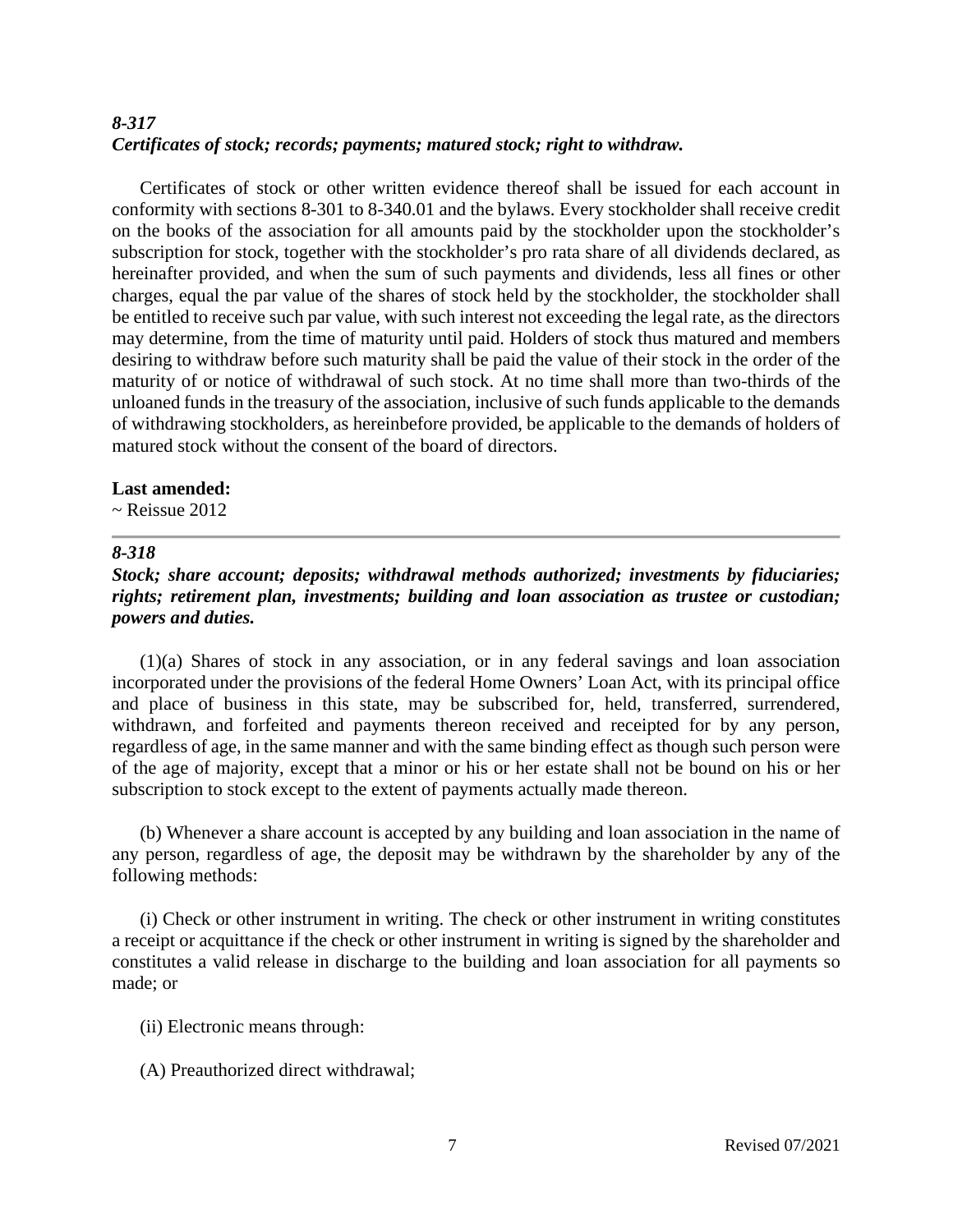### *8-317*
### *Certificates of stock; records; payments; matured stock; right to withdraw.*

Certificates of stock or other written evidence thereof shall be issued for each account in conformity with sections 8-301 to 8-340.01 and the bylaws. Every stockholder shall receive credit on the books of the association for all amounts paid by the stockholder upon the stockholder's subscription for stock, together with the stockholder's pro rata share of all dividends declared, as hereinafter provided, and when the sum of such payments and dividends, less all fines or other charges, equal the par value of the shares of stock held by the stockholder, the stockholder shall be entitled to receive such par value, with such interest not exceeding the legal rate, as the directors may determine, from the time of maturity until paid. Holders of stock thus matured and members desiring to withdraw before such maturity shall be paid the value of their stock in the order of the maturity of or notice of withdrawal of such stock. At no time shall more than two-thirds of the unloaned funds in the treasury of the association, inclusive of such funds applicable to the demands of withdrawing stockholders, as hereinbefore provided, be applicable to the demands of holders of matured stock without the consent of the board of directors.

**Last amended:**
~ Reissue 2012

---

### *8-318*
### *Stock; share account; deposits; withdrawal methods authorized; investments by fiduciaries; rights; retirement plan, investments; building and loan association as trustee or custodian; powers and duties.*

(1)(a) Shares of stock in any association, or in any federal savings and loan association incorporated under the provisions of the federal Home Owners' Loan Act, with its principal office and place of business in this state, may be subscribed for, held, transferred, surrendered, withdrawn, and forfeited and payments thereon received and receipted for by any person, regardless of age, in the same manner and with the same binding effect as though such person were of the age of majority, except that a minor or his or her estate shall not be bound on his or her subscription to stock except to the extent of payments actually made thereon.

(b) Whenever a share account is accepted by any building and loan association in the name of any person, regardless of age, the deposit may be withdrawn by the shareholder by any of the following methods:

(i) Check or other instrument in writing. The check or other instrument in writing constitutes a receipt or acquittance if the check or other instrument in writing is signed by the shareholder and constitutes a valid release in discharge to the building and loan association for all payments so made; or

(ii) Electronic means through:

(A) Preauthorized direct withdrawal;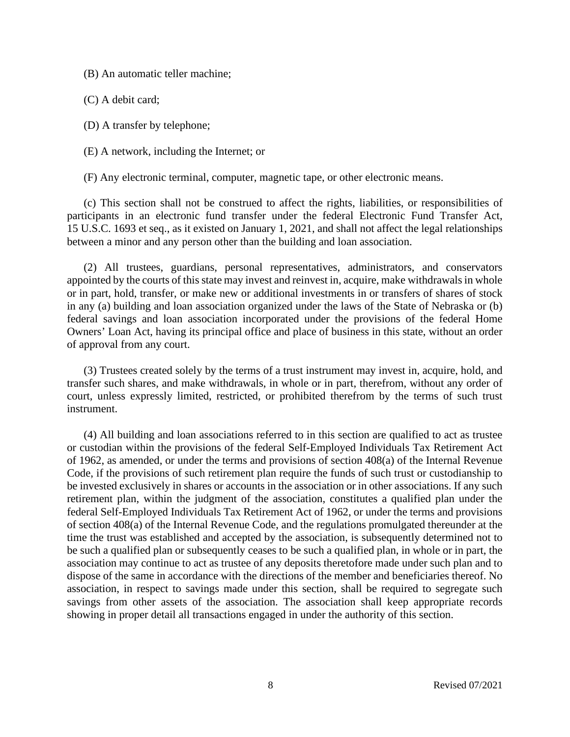(B) An automatic teller machine;

(C) A debit card;

(D) A transfer by telephone;

(E) A network, including the Internet; or

(F) Any electronic terminal, computer, magnetic tape, or other electronic means.

(c) This section shall not be construed to affect the rights, liabilities, or responsibilities of participants in an electronic fund transfer under the federal Electronic Fund Transfer Act, 15 U.S.C. 1693 et seq., as it existed on January 1, 2021, and shall not affect the legal relationships between a minor and any person other than the building and loan association.

(2) All trustees, guardians, personal representatives, administrators, and conservators appointed by the courts of this state may invest and reinvest in, acquire, make withdrawals in whole or in part, hold, transfer, or make new or additional investments in or transfers of shares of stock in any (a) building and loan association organized under the laws of the State of Nebraska or (b) federal savings and loan association incorporated under the provisions of the federal Home Owners' Loan Act, having its principal office and place of business in this state, without an order of approval from any court.

(3) Trustees created solely by the terms of a trust instrument may invest in, acquire, hold, and transfer such shares, and make withdrawals, in whole or in part, therefrom, without any order of court, unless expressly limited, restricted, or prohibited therefrom by the terms of such trust instrument.

(4) All building and loan associations referred to in this section are qualified to act as trustee or custodian within the provisions of the federal Self-Employed Individuals Tax Retirement Act of 1962, as amended, or under the terms and provisions of section 408(a) of the Internal Revenue Code, if the provisions of such retirement plan require the funds of such trust or custodianship to be invested exclusively in shares or accounts in the association or in other associations. If any such retirement plan, within the judgment of the association, constitutes a qualified plan under the federal Self-Employed Individuals Tax Retirement Act of 1962, or under the terms and provisions of section 408(a) of the Internal Revenue Code, and the regulations promulgated thereunder at the time the trust was established and accepted by the association, is subsequently determined not to be such a qualified plan or subsequently ceases to be such a qualified plan, in whole or in part, the association may continue to act as trustee of any deposits theretofore made under such plan and to dispose of the same in accordance with the directions of the member and beneficiaries thereof. No association, in respect to savings made under this section, shall be required to segregate such savings from other assets of the association. The association shall keep appropriate records showing in proper detail all transactions engaged in under the authority of this section.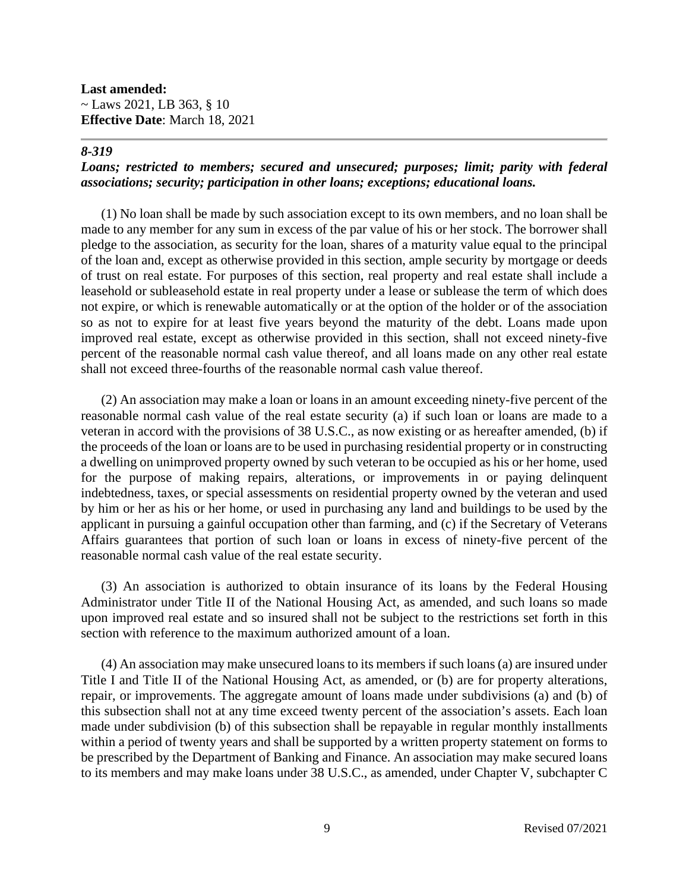**Last amended:**
~ Laws 2021, LB 363, § 10
**Effective Date**: March 18, 2021

---

***8-319***

***Loans; restricted to members; secured and unsecured; purposes; limit; parity with federal associations; security; participation in other loans; exceptions; educational loans.***

(1) No loan shall be made by such association except to its own members, and no loan shall be made to any member for any sum in excess of the par value of his or her stock. The borrower shall pledge to the association, as security for the loan, shares of a maturity value equal to the principal of the loan and, except as otherwise provided in this section, ample security by mortgage or deeds of trust on real estate. For purposes of this section, real property and real estate shall include a leasehold or subleasehold estate in real property under a lease or sublease the term of which does not expire, or which is renewable automatically or at the option of the holder or of the association so as not to expire for at least five years beyond the maturity of the debt. Loans made upon improved real estate, except as otherwise provided in this section, shall not exceed ninety-five percent of the reasonable normal cash value thereof, and all loans made on any other real estate shall not exceed three-fourths of the reasonable normal cash value thereof.

(2) An association may make a loan or loans in an amount exceeding ninety-five percent of the reasonable normal cash value of the real estate security (a) if such loan or loans are made to a veteran in accord with the provisions of 38 U.S.C., as now existing or as hereafter amended, (b) if the proceeds of the loan or loans are to be used in purchasing residential property or in constructing a dwelling on unimproved property owned by such veteran to be occupied as his or her home, used for the purpose of making repairs, alterations, or improvements in or paying delinquent indebtedness, taxes, or special assessments on residential property owned by the veteran and used by him or her as his or her home, or used in purchasing any land and buildings to be used by the applicant in pursuing a gainful occupation other than farming, and (c) if the Secretary of Veterans Affairs guarantees that portion of such loan or loans in excess of ninety-five percent of the reasonable normal cash value of the real estate security.

(3) An association is authorized to obtain insurance of its loans by the Federal Housing Administrator under Title II of the National Housing Act, as amended, and such loans so made upon improved real estate and so insured shall not be subject to the restrictions set forth in this section with reference to the maximum authorized amount of a loan.

(4) An association may make unsecured loans to its members if such loans (a) are insured under Title I and Title II of the National Housing Act, as amended, or (b) are for property alterations, repair, or improvements. The aggregate amount of loans made under subdivisions (a) and (b) of this subsection shall not at any time exceed twenty percent of the association's assets. Each loan made under subdivision (b) of this subsection shall be repayable in regular monthly installments within a period of twenty years and shall be supported by a written property statement on forms to be prescribed by the Department of Banking and Finance. An association may make secured loans to its members and may make loans under 38 U.S.C., as amended, under Chapter V, subchapter C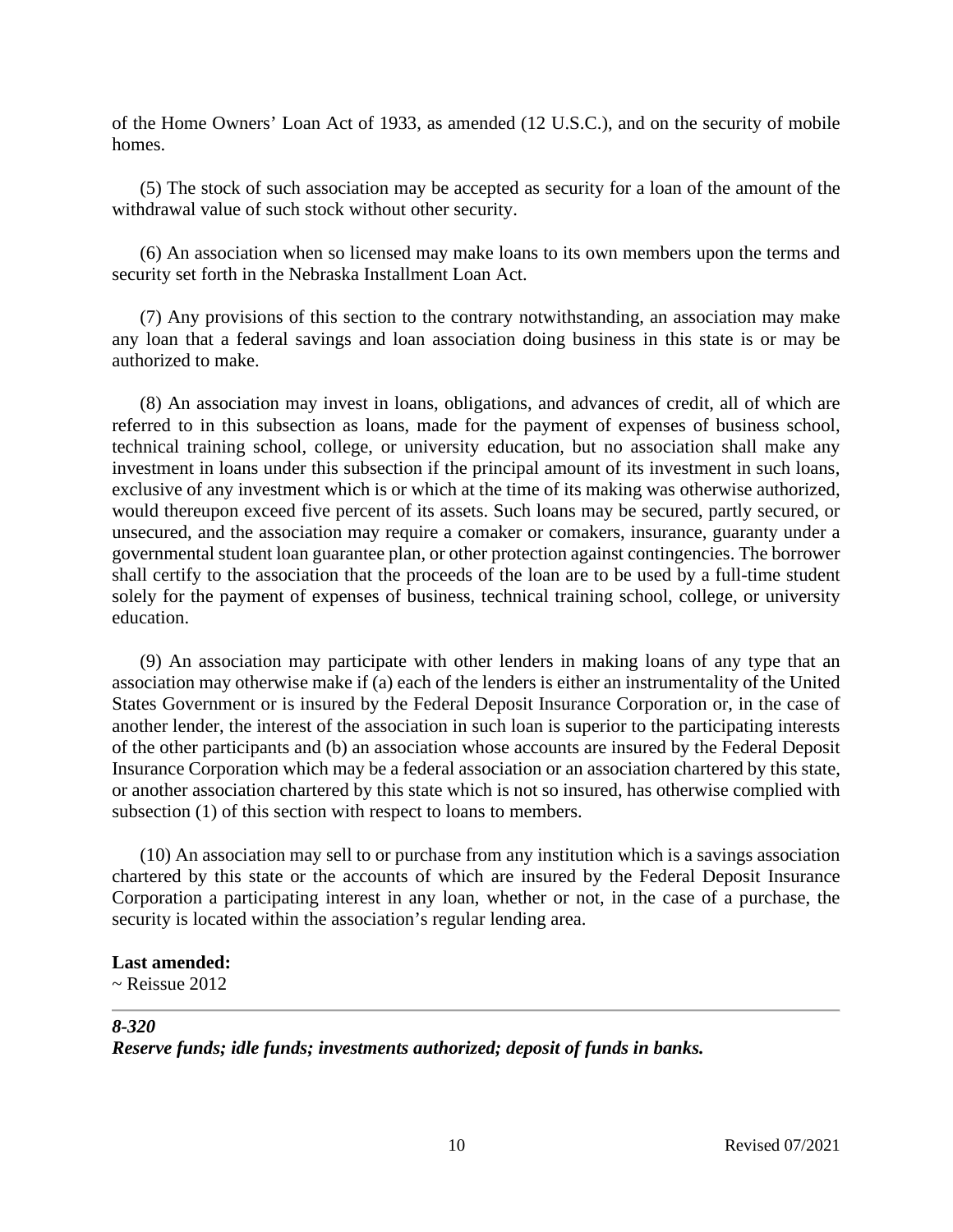of the Home Owners' Loan Act of 1933, as amended (12 U.S.C.), and on the security of mobile homes.

(5) The stock of such association may be accepted as security for a loan of the amount of the withdrawal value of such stock without other security.

(6) An association when so licensed may make loans to its own members upon the terms and security set forth in the Nebraska Installment Loan Act.

(7) Any provisions of this section to the contrary notwithstanding, an association may make any loan that a federal savings and loan association doing business in this state is or may be authorized to make.

(8) An association may invest in loans, obligations, and advances of credit, all of which are referred to in this subsection as loans, made for the payment of expenses of business school, technical training school, college, or university education, but no association shall make any investment in loans under this subsection if the principal amount of its investment in such loans, exclusive of any investment which is or which at the time of its making was otherwise authorized, would thereupon exceed five percent of its assets. Such loans may be secured, partly secured, or unsecured, and the association may require a comaker or comakers, insurance, guaranty under a governmental student loan guarantee plan, or other protection against contingencies. The borrower shall certify to the association that the proceeds of the loan are to be used by a full-time student solely for the payment of expenses of business, technical training school, college, or university education.

(9) An association may participate with other lenders in making loans of any type that an association may otherwise make if (a) each of the lenders is either an instrumentality of the United States Government or is insured by the Federal Deposit Insurance Corporation or, in the case of another lender, the interest of the association in such loan is superior to the participating interests of the other participants and (b) an association whose accounts are insured by the Federal Deposit Insurance Corporation which may be a federal association or an association chartered by this state, or another association chartered by this state which is not so insured, has otherwise complied with subsection (1) of this section with respect to loans to members.

(10) An association may sell to or purchase from any institution which is a savings association chartered by this state or the accounts of which are insured by the Federal Deposit Insurance Corporation a participating interest in any loan, whether or not, in the case of a purchase, the security is located within the association's regular lending area.

**Last amended:**
~ Reissue 2012

---

***8-320***
***Reserve funds; idle funds; investments authorized; deposit of funds in banks.***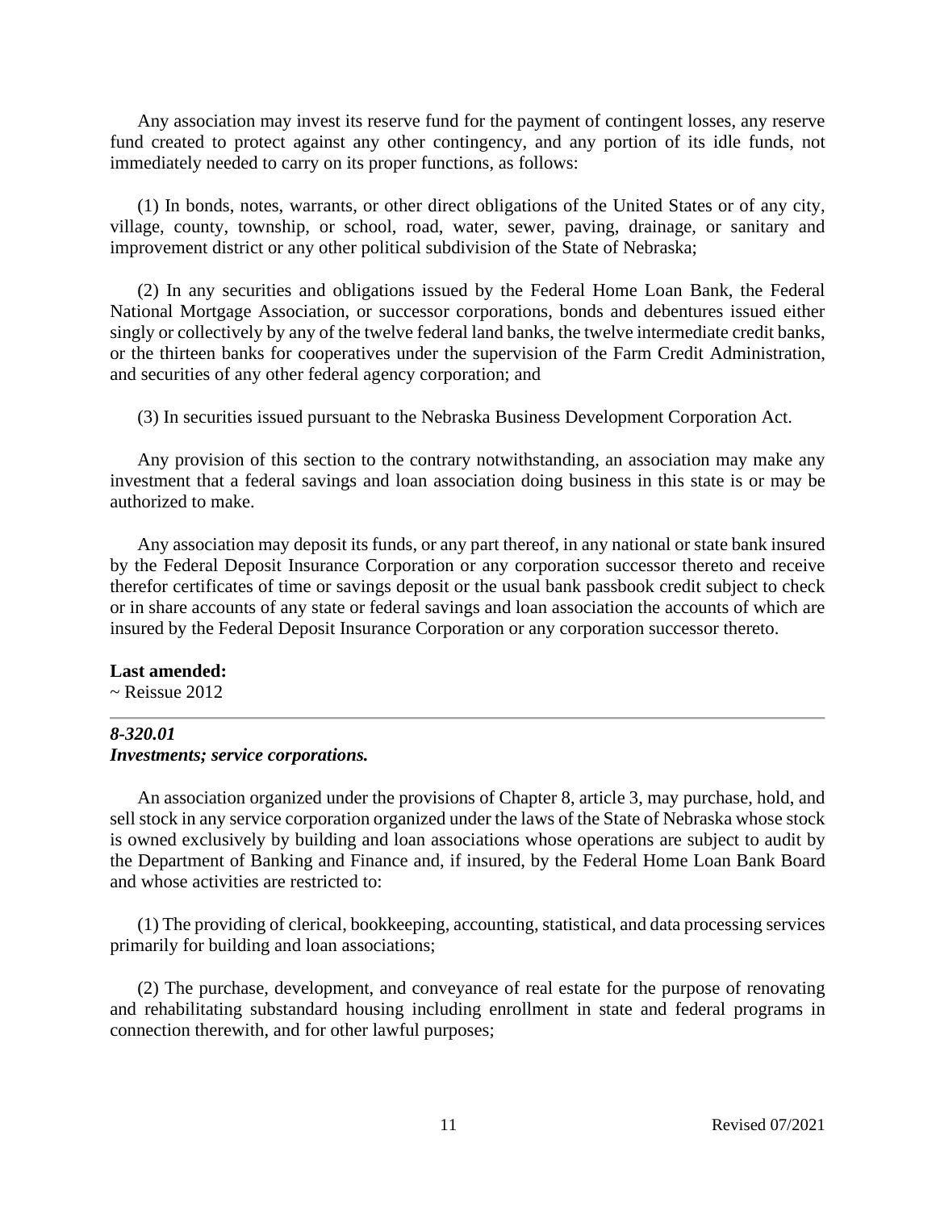Any association may invest its reserve fund for the payment of contingent losses, any reserve fund created to protect against any other contingency, and any portion of its idle funds, not immediately needed to carry on its proper functions, as follows:

(1) In bonds, notes, warrants, or other direct obligations of the United States or of any city, village, county, township, or school, road, water, sewer, paving, drainage, or sanitary and improvement district or any other political subdivision of the State of Nebraska;

(2) In any securities and obligations issued by the Federal Home Loan Bank, the Federal National Mortgage Association, or successor corporations, bonds and debentures issued either singly or collectively by any of the twelve federal land banks, the twelve intermediate credit banks, or the thirteen banks for cooperatives under the supervision of the Farm Credit Administration, and securities of any other federal agency corporation; and

(3) In securities issued pursuant to the Nebraska Business Development Corporation Act.

Any provision of this section to the contrary notwithstanding, an association may make any investment that a federal savings and loan association doing business in this state is or may be authorized to make.

Any association may deposit its funds, or any part thereof, in any national or state bank insured by the Federal Deposit Insurance Corporation or any corporation successor thereto and receive therefor certificates of time or savings deposit or the usual bank passbook credit subject to check or in share accounts of any state or federal savings and loan association the accounts of which are insured by the Federal Deposit Insurance Corporation or any corporation successor thereto.

**Last amended:**
~ Reissue 2012

---

***8-320.01***
***Investments; service corporations.***

An association organized under the provisions of Chapter 8, article 3, may purchase, hold, and sell stock in any service corporation organized under the laws of the State of Nebraska whose stock is owned exclusively by building and loan associations whose operations are subject to audit by the Department of Banking and Finance and, if insured, by the Federal Home Loan Bank Board and whose activities are restricted to:

(1) The providing of clerical, bookkeeping, accounting, statistical, and data processing services primarily for building and loan associations;

(2) The purchase, development, and conveyance of real estate for the purpose of renovating and rehabilitating substandard housing including enrollment in state and federal programs in connection therewith, and for other lawful purposes;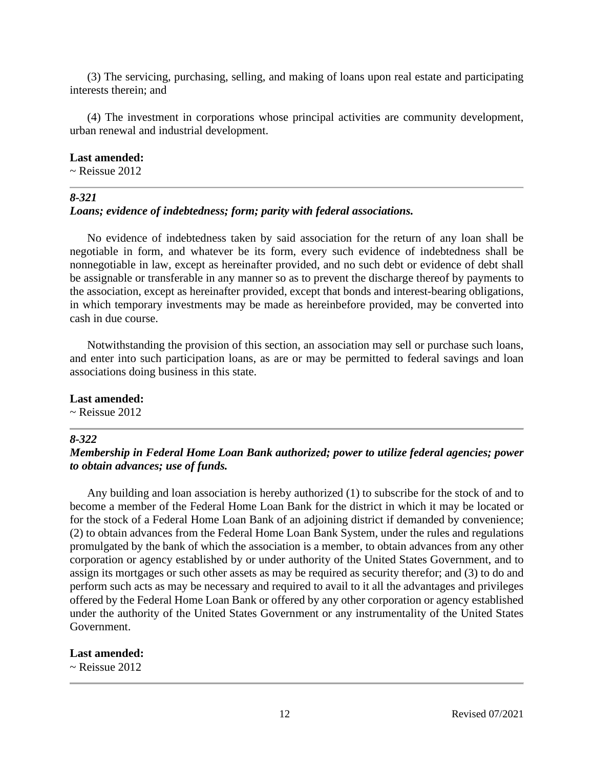(3) The servicing, purchasing, selling, and making of loans upon real estate and participating interests therein; and

(4) The investment in corporations whose principal activities are community development, urban renewal and industrial development.

**Last amended:**
~ Reissue 2012

---

***8-321***
***Loans; evidence of indebtedness; form; parity with federal associations.***

No evidence of indebtedness taken by said association for the return of any loan shall be negotiable in form, and whatever be its form, every such evidence of indebtedness shall be nonnegotiable in law, except as hereinafter provided, and no such debt or evidence of debt shall be assignable or transferable in any manner so as to prevent the discharge thereof by payments to the association, except as hereinafter provided, except that bonds and interest-bearing obligations, in which temporary investments may be made as hereinbefore provided, may be converted into cash in due course.

Notwithstanding the provision of this section, an association may sell or purchase such loans, and enter into such participation loans, as are or may be permitted to federal savings and loan associations doing business in this state.

**Last amended:**
~ Reissue 2012

---

***8-322***
***Membership in Federal Home Loan Bank authorized; power to utilize federal agencies; power to obtain advances; use of funds.***

Any building and loan association is hereby authorized (1) to subscribe for the stock of and to become a member of the Federal Home Loan Bank for the district in which it may be located or for the stock of a Federal Home Loan Bank of an adjoining district if demanded by convenience; (2) to obtain advances from the Federal Home Loan Bank System, under the rules and regulations promulgated by the bank of which the association is a member, to obtain advances from any other corporation or agency established by or under authority of the United States Government, and to assign its mortgages or such other assets as may be required as security therefor; and (3) to do and perform such acts as may be necessary and required to avail to it all the advantages and privileges offered by the Federal Home Loan Bank or offered by any other corporation or agency established under the authority of the United States Government or any instrumentality of the United States Government.

**Last amended:**
~ Reissue 2012

---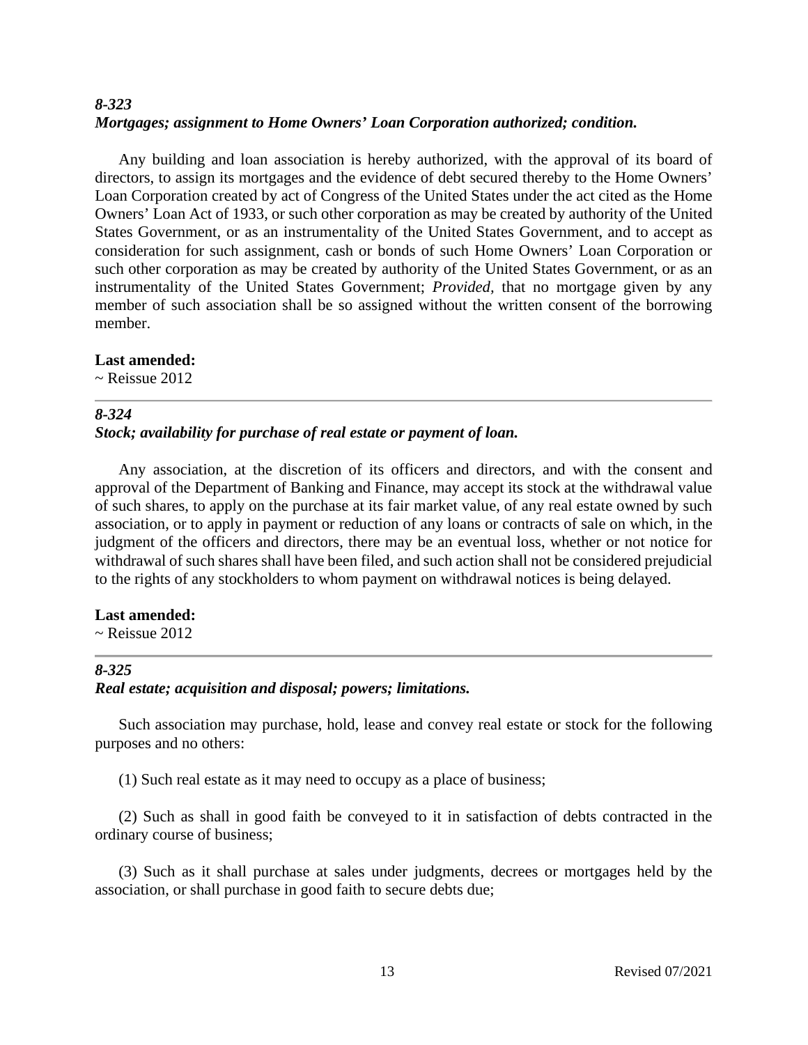### *8-323*
### *Mortgages; assignment to Home Owners' Loan Corporation authorized; condition.*

Any building and loan association is hereby authorized, with the approval of its board of directors, to assign its mortgages and the evidence of debt secured thereby to the Home Owners' Loan Corporation created by act of Congress of the United States under the act cited as the Home Owners' Loan Act of 1933, or such other corporation as may be created by authority of the United States Government, or as an instrumentality of the United States Government, and to accept as consideration for such assignment, cash or bonds of such Home Owners' Loan Corporation or such other corporation as may be created by authority of the United States Government, or as an instrumentality of the United States Government; *Provided,* that no mortgage given by any member of such association shall be so assigned without the written consent of the borrowing member.

**Last amended:**
~ Reissue 2012

---

### *8-324*
### *Stock; availability for purchase of real estate or payment of loan.*

Any association, at the discretion of its officers and directors, and with the consent and approval of the Department of Banking and Finance, may accept its stock at the withdrawal value of such shares, to apply on the purchase at its fair market value, of any real estate owned by such association, or to apply in payment or reduction of any loans or contracts of sale on which, in the judgment of the officers and directors, there may be an eventual loss, whether or not notice for withdrawal of such shares shall have been filed, and such action shall not be considered prejudicial to the rights of any stockholders to whom payment on withdrawal notices is being delayed.

**Last amended:**
~ Reissue 2012

---

### *8-325*
### *Real estate; acquisition and disposal; powers; limitations.*

Such association may purchase, hold, lease and convey real estate or stock for the following purposes and no others:

(1) Such real estate as it may need to occupy as a place of business;

(2) Such as shall in good faith be conveyed to it in satisfaction of debts contracted in the ordinary course of business;

(3) Such as it shall purchase at sales under judgments, decrees or mortgages held by the association, or shall purchase in good faith to secure debts due;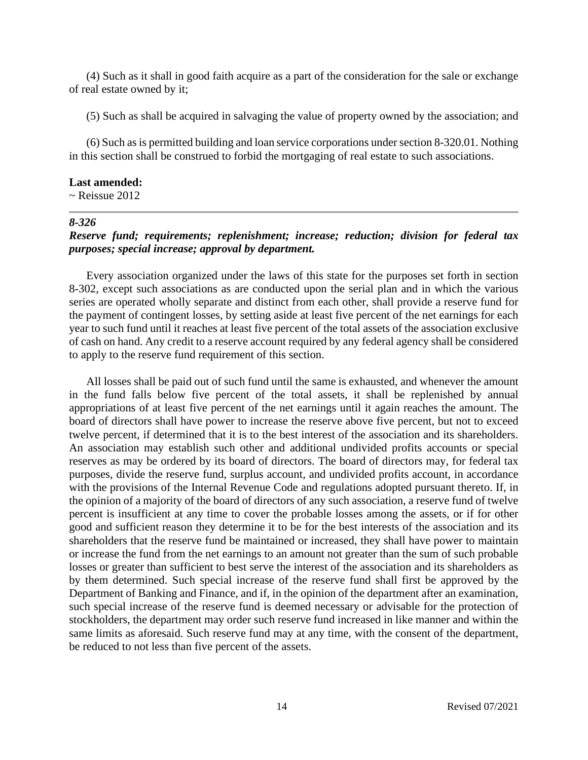(4) Such as it shall in good faith acquire as a part of the consideration for the sale or exchange of real estate owned by it;

(5) Such as shall be acquired in salvaging the value of property owned by the association; and

(6) Such as is permitted building and loan service corporations under section 8-320.01. Nothing in this section shall be construed to forbid the mortgaging of real estate to such associations.

**Last amended:**
~ Reissue 2012

---

***8-326***

***Reserve fund; requirements; replenishment; increase; reduction; division for federal tax purposes; special increase; approval by department.***

Every association organized under the laws of this state for the purposes set forth in section 8-302, except such associations as are conducted upon the serial plan and in which the various series are operated wholly separate and distinct from each other, shall provide a reserve fund for the payment of contingent losses, by setting aside at least five percent of the net earnings for each year to such fund until it reaches at least five percent of the total assets of the association exclusive of cash on hand. Any credit to a reserve account required by any federal agency shall be considered to apply to the reserve fund requirement of this section.

All losses shall be paid out of such fund until the same is exhausted, and whenever the amount in the fund falls below five percent of the total assets, it shall be replenished by annual appropriations of at least five percent of the net earnings until it again reaches the amount. The board of directors shall have power to increase the reserve above five percent, but not to exceed twelve percent, if determined that it is to the best interest of the association and its shareholders. An association may establish such other and additional undivided profits accounts or special reserves as may be ordered by its board of directors. The board of directors may, for federal tax purposes, divide the reserve fund, surplus account, and undivided profits account, in accordance with the provisions of the Internal Revenue Code and regulations adopted pursuant thereto. If, in the opinion of a majority of the board of directors of any such association, a reserve fund of twelve percent is insufficient at any time to cover the probable losses among the assets, or if for other good and sufficient reason they determine it to be for the best interests of the association and its shareholders that the reserve fund be maintained or increased, they shall have power to maintain or increase the fund from the net earnings to an amount not greater than the sum of such probable losses or greater than sufficient to best serve the interest of the association and its shareholders as by them determined. Such special increase of the reserve fund shall first be approved by the Department of Banking and Finance, and if, in the opinion of the department after an examination, such special increase of the reserve fund is deemed necessary or advisable for the protection of stockholders, the department may order such reserve fund increased in like manner and within the same limits as aforesaid. Such reserve fund may at any time, with the consent of the department, be reduced to not less than five percent of the assets.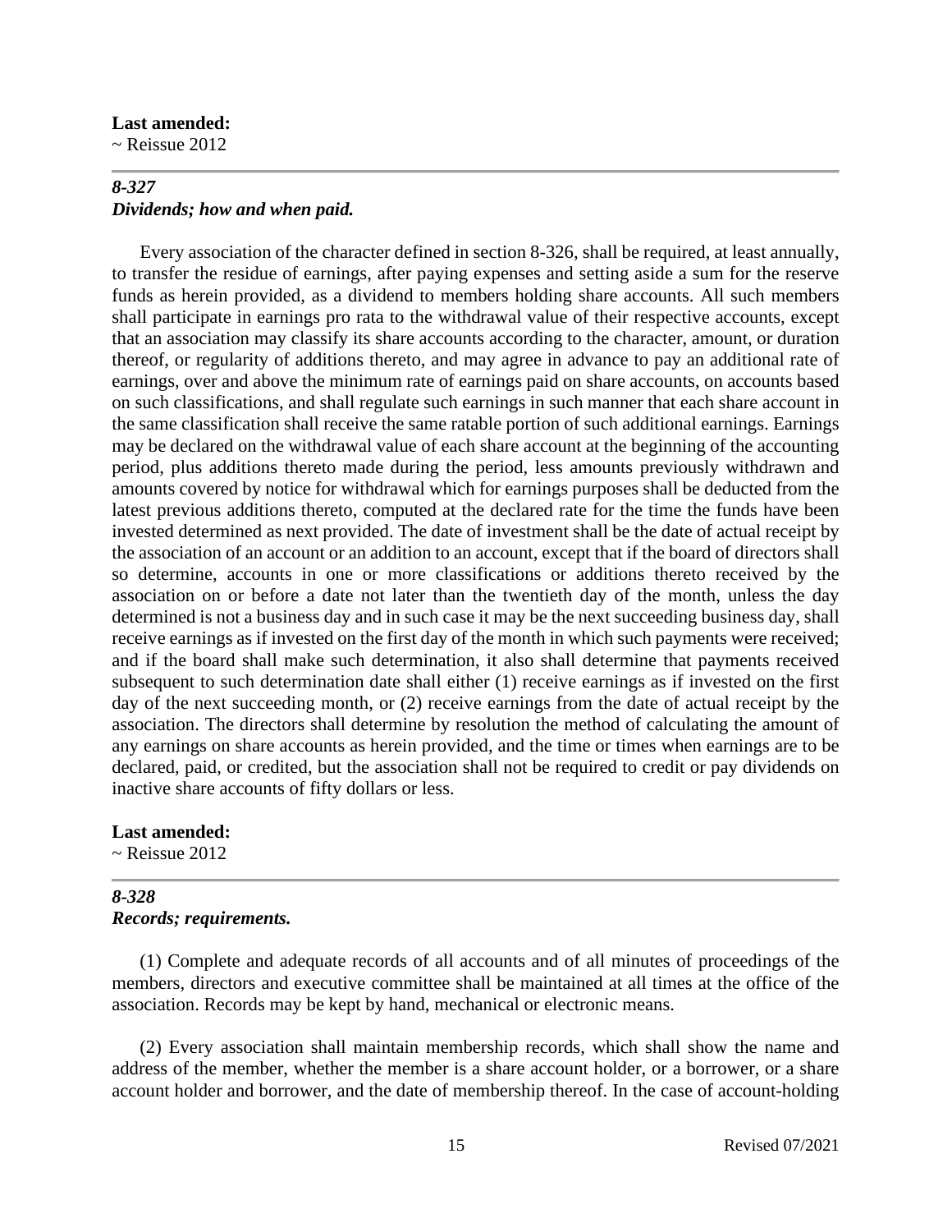**Last amended:**
~ Reissue 2012

---

### *8-327*
### *Dividends; how and when paid.*

Every association of the character defined in section 8-326, shall be required, at least annually, to transfer the residue of earnings, after paying expenses and setting aside a sum for the reserve funds as herein provided, as a dividend to members holding share accounts. All such members shall participate in earnings pro rata to the withdrawal value of their respective accounts, except that an association may classify its share accounts according to the character, amount, or duration thereof, or regularity of additions thereto, and may agree in advance to pay an additional rate of earnings, over and above the minimum rate of earnings paid on share accounts, on accounts based on such classifications, and shall regulate such earnings in such manner that each share account in the same classification shall receive the same ratable portion of such additional earnings. Earnings may be declared on the withdrawal value of each share account at the beginning of the accounting period, plus additions thereto made during the period, less amounts previously withdrawn and amounts covered by notice for withdrawal which for earnings purposes shall be deducted from the latest previous additions thereto, computed at the declared rate for the time the funds have been invested determined as next provided. The date of investment shall be the date of actual receipt by the association of an account or an addition to an account, except that if the board of directors shall so determine, accounts in one or more classifications or additions thereto received by the association on or before a date not later than the twentieth day of the month, unless the day determined is not a business day and in such case it may be the next succeeding business day, shall receive earnings as if invested on the first day of the month in which such payments were received; and if the board shall make such determination, it also shall determine that payments received subsequent to such determination date shall either (1) receive earnings as if invested on the first day of the next succeeding month, or (2) receive earnings from the date of actual receipt by the association. The directors shall determine by resolution the method of calculating the amount of any earnings on share accounts as herein provided, and the time or times when earnings are to be declared, paid, or credited, but the association shall not be required to credit or pay dividends on inactive share accounts of fifty dollars or less.

**Last amended:**
~ Reissue 2012

---

### *8-328*
### *Records; requirements.*

(1) Complete and adequate records of all accounts and of all minutes of proceedings of the members, directors and executive committee shall be maintained at all times at the office of the association. Records may be kept by hand, mechanical or electronic means.

(2) Every association shall maintain membership records, which shall show the name and address of the member, whether the member is a share account holder, or a borrower, or a share account holder and borrower, and the date of membership thereof. In the case of account-holding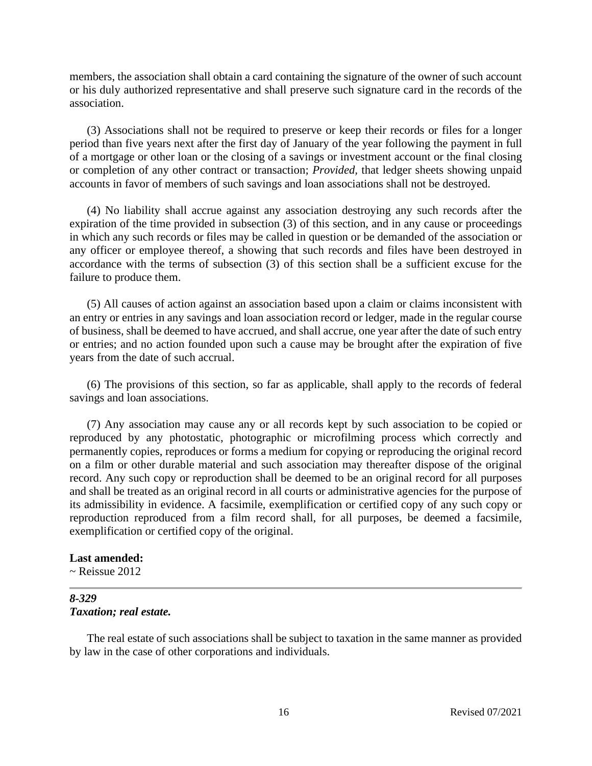members, the association shall obtain a card containing the signature of the owner of such account or his duly authorized representative and shall preserve such signature card in the records of the association.

(3) Associations shall not be required to preserve or keep their records or files for a longer period than five years next after the first day of January of the year following the payment in full of a mortgage or other loan or the closing of a savings or investment account or the final closing or completion of any other contract or transaction; *Provided*, that ledger sheets showing unpaid accounts in favor of members of such savings and loan associations shall not be destroyed.

(4) No liability shall accrue against any association destroying any such records after the expiration of the time provided in subsection (3) of this section, and in any cause or proceedings in which any such records or files may be called in question or be demanded of the association or any officer or employee thereof, a showing that such records and files have been destroyed in accordance with the terms of subsection (3) of this section shall be a sufficient excuse for the failure to produce them.

(5) All causes of action against an association based upon a claim or claims inconsistent with an entry or entries in any savings and loan association record or ledger, made in the regular course of business, shall be deemed to have accrued, and shall accrue, one year after the date of such entry or entries; and no action founded upon such a cause may be brought after the expiration of five years from the date of such accrual.

(6) The provisions of this section, so far as applicable, shall apply to the records of federal savings and loan associations.

(7) Any association may cause any or all records kept by such association to be copied or reproduced by any photostatic, photographic or microfilming process which correctly and permanently copies, reproduces or forms a medium for copying or reproducing the original record on a film or other durable material and such association may thereafter dispose of the original record. Any such copy or reproduction shall be deemed to be an original record for all purposes and shall be treated as an original record in all courts or administrative agencies for the purpose of its admissibility in evidence. A facsimile, exemplification or certified copy of any such copy or reproduction reproduced from a film record shall, for all purposes, be deemed a facsimile, exemplification or certified copy of the original.

**Last amended:**
~ Reissue 2012

---

***8-329***
***Taxation; real estate.***

The real estate of such associations shall be subject to taxation in the same manner as provided by law in the case of other corporations and individuals.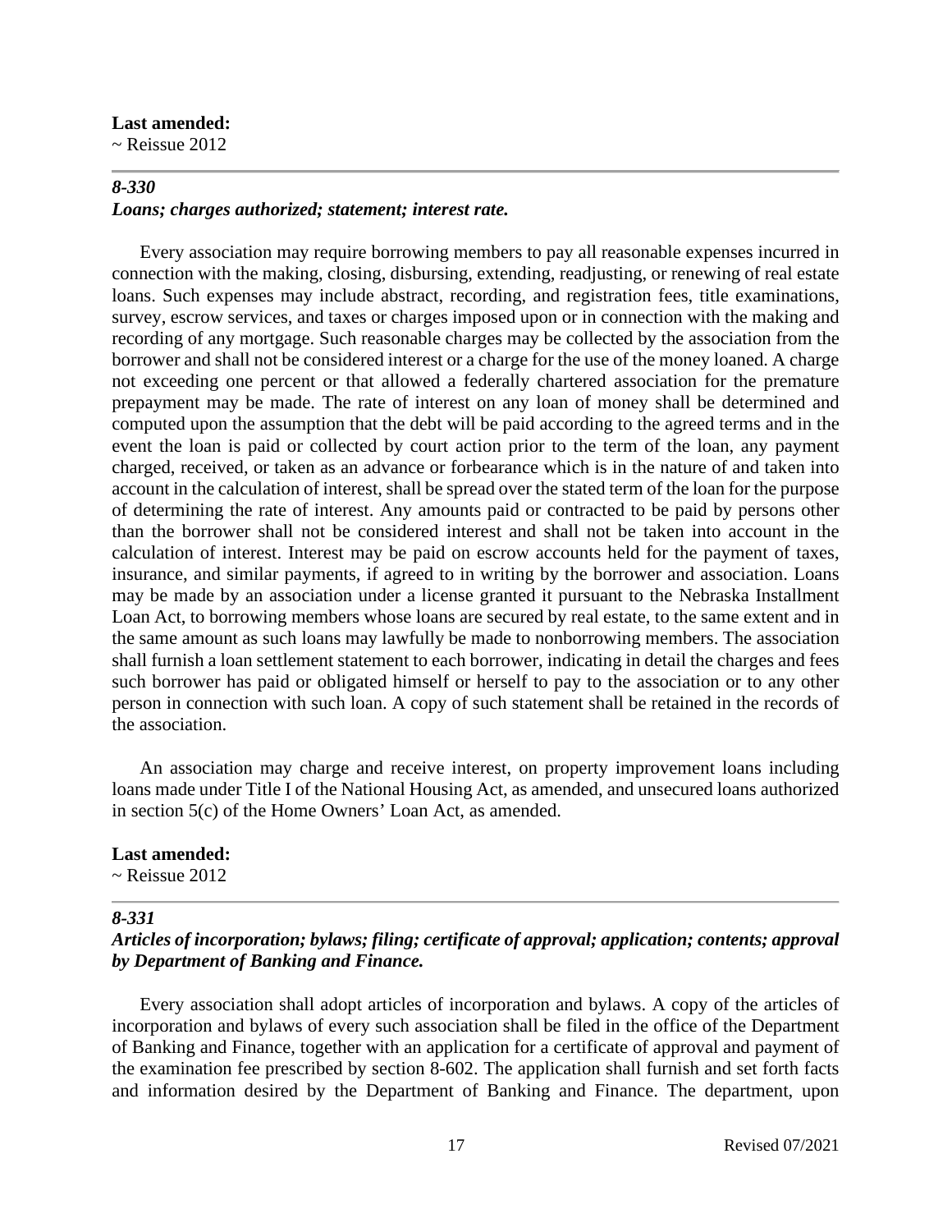**Last amended:**
~ Reissue 2012

---

***8-330***
***Loans; charges authorized; statement; interest rate.***

Every association may require borrowing members to pay all reasonable expenses incurred in connection with the making, closing, disbursing, extending, readjusting, or renewing of real estate loans. Such expenses may include abstract, recording, and registration fees, title examinations, survey, escrow services, and taxes or charges imposed upon or in connection with the making and recording of any mortgage. Such reasonable charges may be collected by the association from the borrower and shall not be considered interest or a charge for the use of the money loaned. A charge not exceeding one percent or that allowed a federally chartered association for the premature prepayment may be made. The rate of interest on any loan of money shall be determined and computed upon the assumption that the debt will be paid according to the agreed terms and in the event the loan is paid or collected by court action prior to the term of the loan, any payment charged, received, or taken as an advance or forbearance which is in the nature of and taken into account in the calculation of interest, shall be spread over the stated term of the loan for the purpose of determining the rate of interest. Any amounts paid or contracted to be paid by persons other than the borrower shall not be considered interest and shall not be taken into account in the calculation of interest. Interest may be paid on escrow accounts held for the payment of taxes, insurance, and similar payments, if agreed to in writing by the borrower and association. Loans may be made by an association under a license granted it pursuant to the Nebraska Installment Loan Act, to borrowing members whose loans are secured by real estate, to the same extent and in the same amount as such loans may lawfully be made to nonborrowing members. The association shall furnish a loan settlement statement to each borrower, indicating in detail the charges and fees such borrower has paid or obligated himself or herself to pay to the association or to any other person in connection with such loan. A copy of such statement shall be retained in the records of the association.

An association may charge and receive interest, on property improvement loans including loans made under Title I of the National Housing Act, as amended, and unsecured loans authorized in section 5(c) of the Home Owners' Loan Act, as amended.

**Last amended:**
~ Reissue 2012

---

***8-331***
***Articles of incorporation; bylaws; filing; certificate of approval; application; contents; approval by Department of Banking and Finance.***

Every association shall adopt articles of incorporation and bylaws. A copy of the articles of incorporation and bylaws of every such association shall be filed in the office of the Department of Banking and Finance, together with an application for a certificate of approval and payment of the examination fee prescribed by section 8-602. The application shall furnish and set forth facts and information desired by the Department of Banking and Finance. The department, upon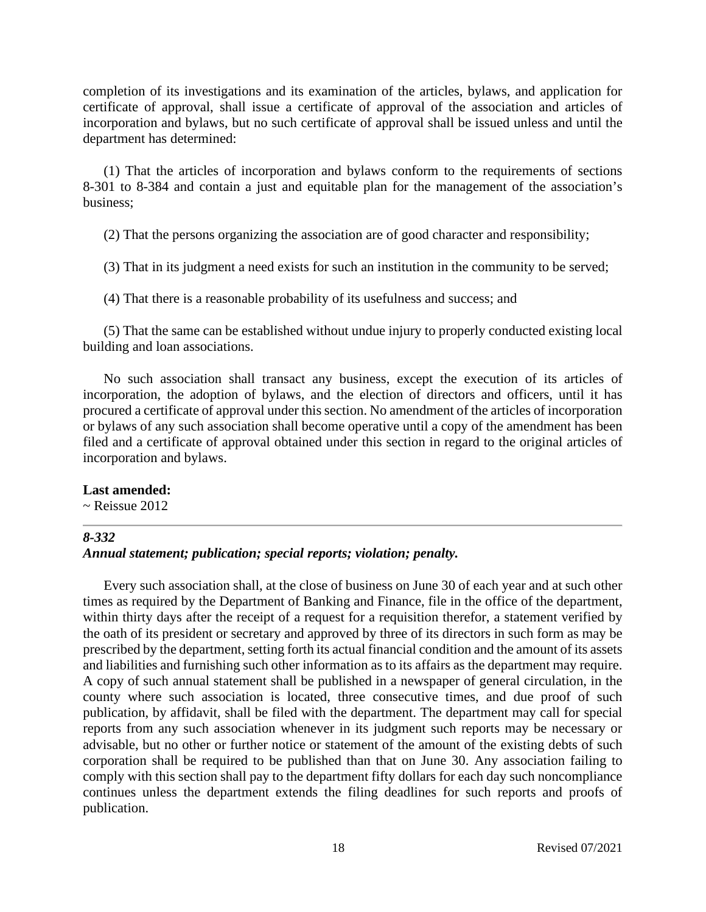completion of its investigations and its examination of the articles, bylaws, and application for certificate of approval, shall issue a certificate of approval of the association and articles of incorporation and bylaws, but no such certificate of approval shall be issued unless and until the department has determined:

(1) That the articles of incorporation and bylaws conform to the requirements of sections 8-301 to 8-384 and contain a just and equitable plan for the management of the association's business;

(2) That the persons organizing the association are of good character and responsibility;

(3) That in its judgment a need exists for such an institution in the community to be served;

(4) That there is a reasonable probability of its usefulness and success; and

(5) That the same can be established without undue injury to properly conducted existing local building and loan associations.

No such association shall transact any business, except the execution of its articles of incorporation, the adoption of bylaws, and the election of directors and officers, until it has procured a certificate of approval under this section. No amendment of the articles of incorporation or bylaws of any such association shall become operative until a copy of the amendment has been filed and a certificate of approval obtained under this section in regard to the original articles of incorporation and bylaws.

**Last amended:**
~ Reissue 2012

---

***8-332***
***Annual statement; publication; special reports; violation; penalty.***

Every such association shall, at the close of business on June 30 of each year and at such other times as required by the Department of Banking and Finance, file in the office of the department, within thirty days after the receipt of a request for a requisition therefor, a statement verified by the oath of its president or secretary and approved by three of its directors in such form as may be prescribed by the department, setting forth its actual financial condition and the amount of its assets and liabilities and furnishing such other information as to its affairs as the department may require. A copy of such annual statement shall be published in a newspaper of general circulation, in the county where such association is located, three consecutive times, and due proof of such publication, by affidavit, shall be filed with the department. The department may call for special reports from any such association whenever in its judgment such reports may be necessary or advisable, but no other or further notice or statement of the amount of the existing debts of such corporation shall be required to be published than that on June 30. Any association failing to comply with this section shall pay to the department fifty dollars for each day such noncompliance continues unless the department extends the filing deadlines for such reports and proofs of publication.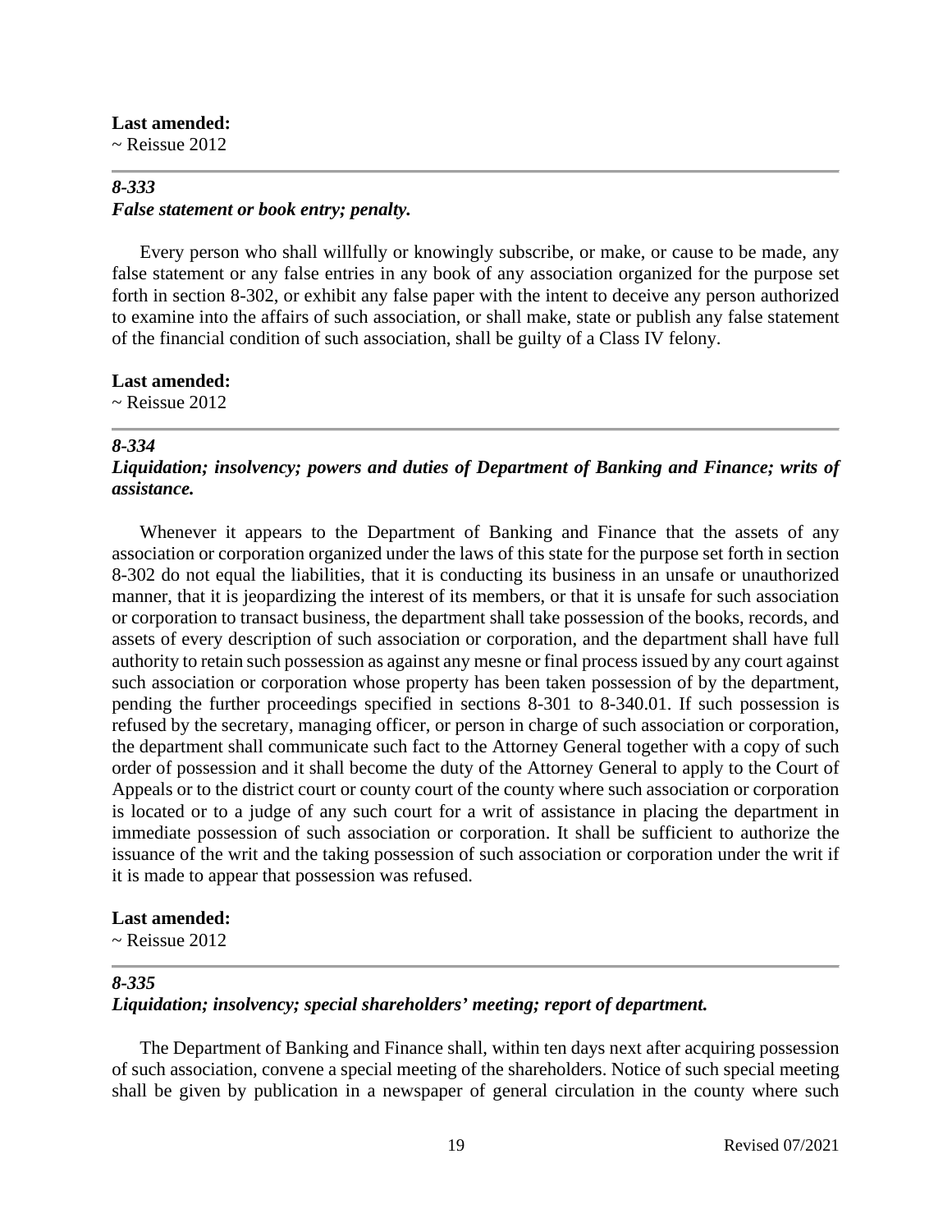**Last amended:**
~ Reissue 2012

---

### *8-333*
### *False statement or book entry; penalty.*

Every person who shall willfully or knowingly subscribe, or make, or cause to be made, any false statement or any false entries in any book of any association organized for the purpose set forth in section 8-302, or exhibit any false paper with the intent to deceive any person authorized to examine into the affairs of such association, or shall make, state or publish any false statement of the financial condition of such association, shall be guilty of a Class IV felony.

**Last amended:**
~ Reissue 2012

---

### *8-334*
### *Liquidation; insolvency; powers and duties of Department of Banking and Finance; writs of assistance.*

Whenever it appears to the Department of Banking and Finance that the assets of any association or corporation organized under the laws of this state for the purpose set forth in section 8-302 do not equal the liabilities, that it is conducting its business in an unsafe or unauthorized manner, that it is jeopardizing the interest of its members, or that it is unsafe for such association or corporation to transact business, the department shall take possession of the books, records, and assets of every description of such association or corporation, and the department shall have full authority to retain such possession as against any mesne or final process issued by any court against such association or corporation whose property has been taken possession of by the department, pending the further proceedings specified in sections 8-301 to 8-340.01. If such possession is refused by the secretary, managing officer, or person in charge of such association or corporation, the department shall communicate such fact to the Attorney General together with a copy of such order of possession and it shall become the duty of the Attorney General to apply to the Court of Appeals or to the district court or county court of the county where such association or corporation is located or to a judge of any such court for a writ of assistance in placing the department in immediate possession of such association or corporation. It shall be sufficient to authorize the issuance of the writ and the taking possession of such association or corporation under the writ if it is made to appear that possession was refused.

**Last amended:**
~ Reissue 2012

---

### *8-335*
### *Liquidation; insolvency; special shareholders' meeting; report of department.*

The Department of Banking and Finance shall, within ten days next after acquiring possession of such association, convene a special meeting of the shareholders. Notice of such special meeting shall be given by publication in a newspaper of general circulation in the county where such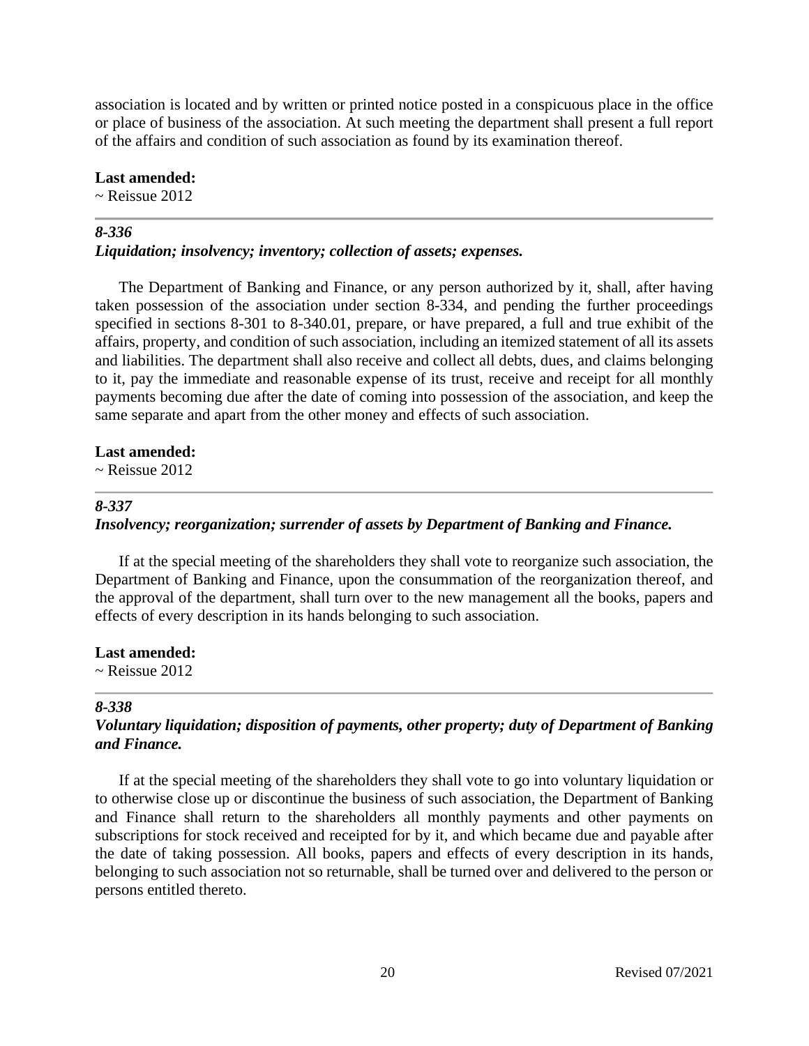association is located and by written or printed notice posted in a conspicuous place in the office or place of business of the association. At such meeting the department shall present a full report of the affairs and condition of such association as found by its examination thereof.

**Last amended:**
~ Reissue 2012

---

### *8-336*
### *Liquidation; insolvency; inventory; collection of assets; expenses.*

The Department of Banking and Finance, or any person authorized by it, shall, after having taken possession of the association under section 8-334, and pending the further proceedings specified in sections 8-301 to 8-340.01, prepare, or have prepared, a full and true exhibit of the affairs, property, and condition of such association, including an itemized statement of all its assets and liabilities. The department shall also receive and collect all debts, dues, and claims belonging to it, pay the immediate and reasonable expense of its trust, receive and receipt for all monthly payments becoming due after the date of coming into possession of the association, and keep the same separate and apart from the other money and effects of such association.

**Last amended:**
~ Reissue 2012

---

### *8-337*
### *Insolvency; reorganization; surrender of assets by Department of Banking and Finance.*

If at the special meeting of the shareholders they shall vote to reorganize such association, the Department of Banking and Finance, upon the consummation of the reorganization thereof, and the approval of the department, shall turn over to the new management all the books, papers and effects of every description in its hands belonging to such association.

**Last amended:**
~ Reissue 2012

---

### *8-338*
### *Voluntary liquidation; disposition of payments, other property; duty of Department of Banking and Finance.*

If at the special meeting of the shareholders they shall vote to go into voluntary liquidation or to otherwise close up or discontinue the business of such association, the Department of Banking and Finance shall return to the shareholders all monthly payments and other payments on subscriptions for stock received and receipted for by it, and which became due and payable after the date of taking possession. All books, papers and effects of every description in its hands, belonging to such association not so returnable, shall be turned over and delivered to the person or persons entitled thereto.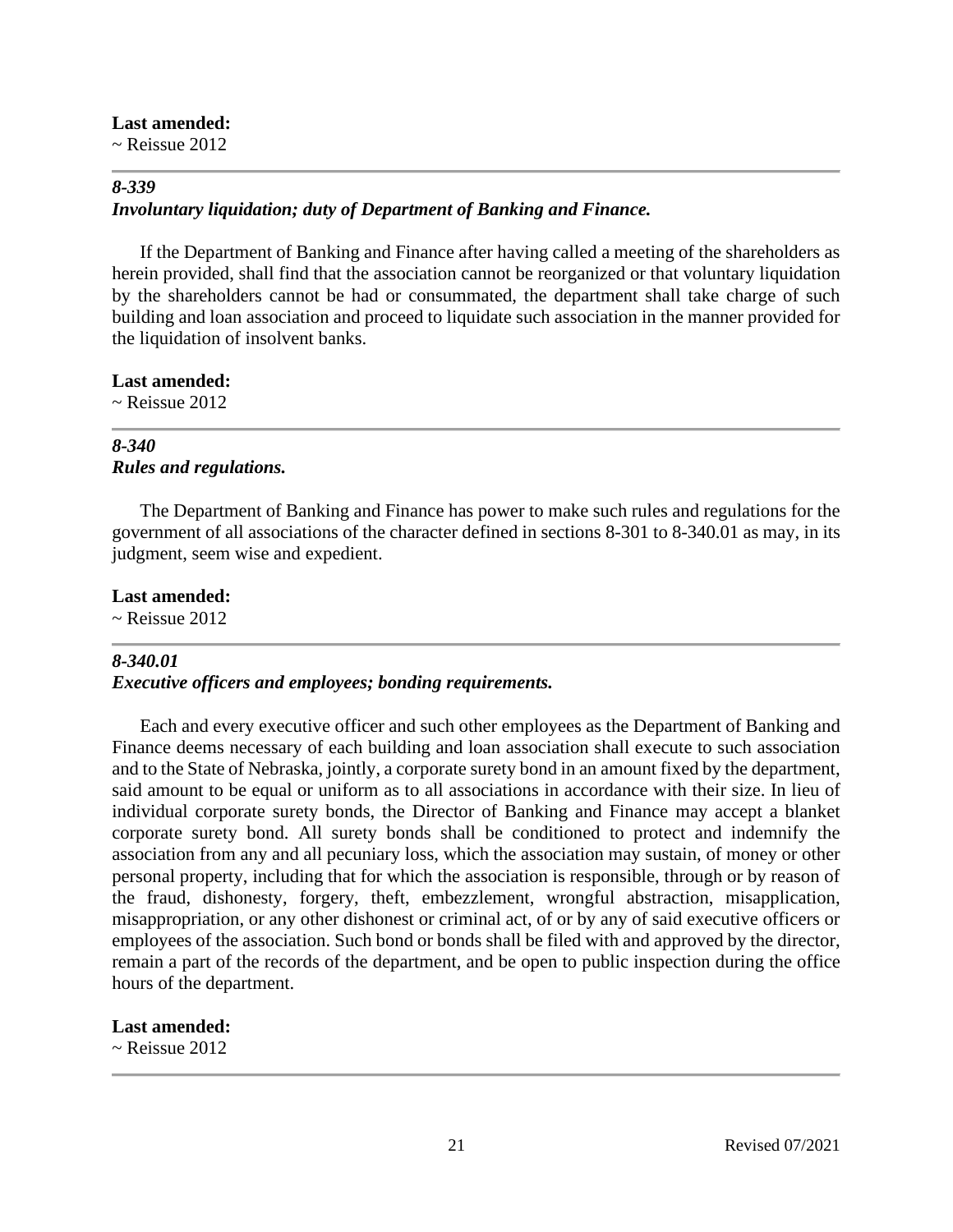**Last amended:**
~ Reissue 2012

---

### *8-339*
### *Involuntary liquidation; duty of Department of Banking and Finance.*

If the Department of Banking and Finance after having called a meeting of the shareholders as herein provided, shall find that the association cannot be reorganized or that voluntary liquidation by the shareholders cannot be had or consummated, the department shall take charge of such building and loan association and proceed to liquidate such association in the manner provided for the liquidation of insolvent banks.

**Last amended:**
~ Reissue 2012

---

### *8-340*
### *Rules and regulations.*

The Department of Banking and Finance has power to make such rules and regulations for the government of all associations of the character defined in sections 8-301 to 8-340.01 as may, in its judgment, seem wise and expedient.

**Last amended:**
~ Reissue 2012

---

### *8-340.01*
### *Executive officers and employees; bonding requirements.*

Each and every executive officer and such other employees as the Department of Banking and Finance deems necessary of each building and loan association shall execute to such association and to the State of Nebraska, jointly, a corporate surety bond in an amount fixed by the department, said amount to be equal or uniform as to all associations in accordance with their size. In lieu of individual corporate surety bonds, the Director of Banking and Finance may accept a blanket corporate surety bond. All surety bonds shall be conditioned to protect and indemnify the association from any and all pecuniary loss, which the association may sustain, of money or other personal property, including that for which the association is responsible, through or by reason of the fraud, dishonesty, forgery, theft, embezzlement, wrongful abstraction, misapplication, misappropriation, or any other dishonest or criminal act, of or by any of said executive officers or employees of the association. Such bond or bonds shall be filed with and approved by the director, remain a part of the records of the department, and be open to public inspection during the office hours of the department.

**Last amended:**
~ Reissue 2012

---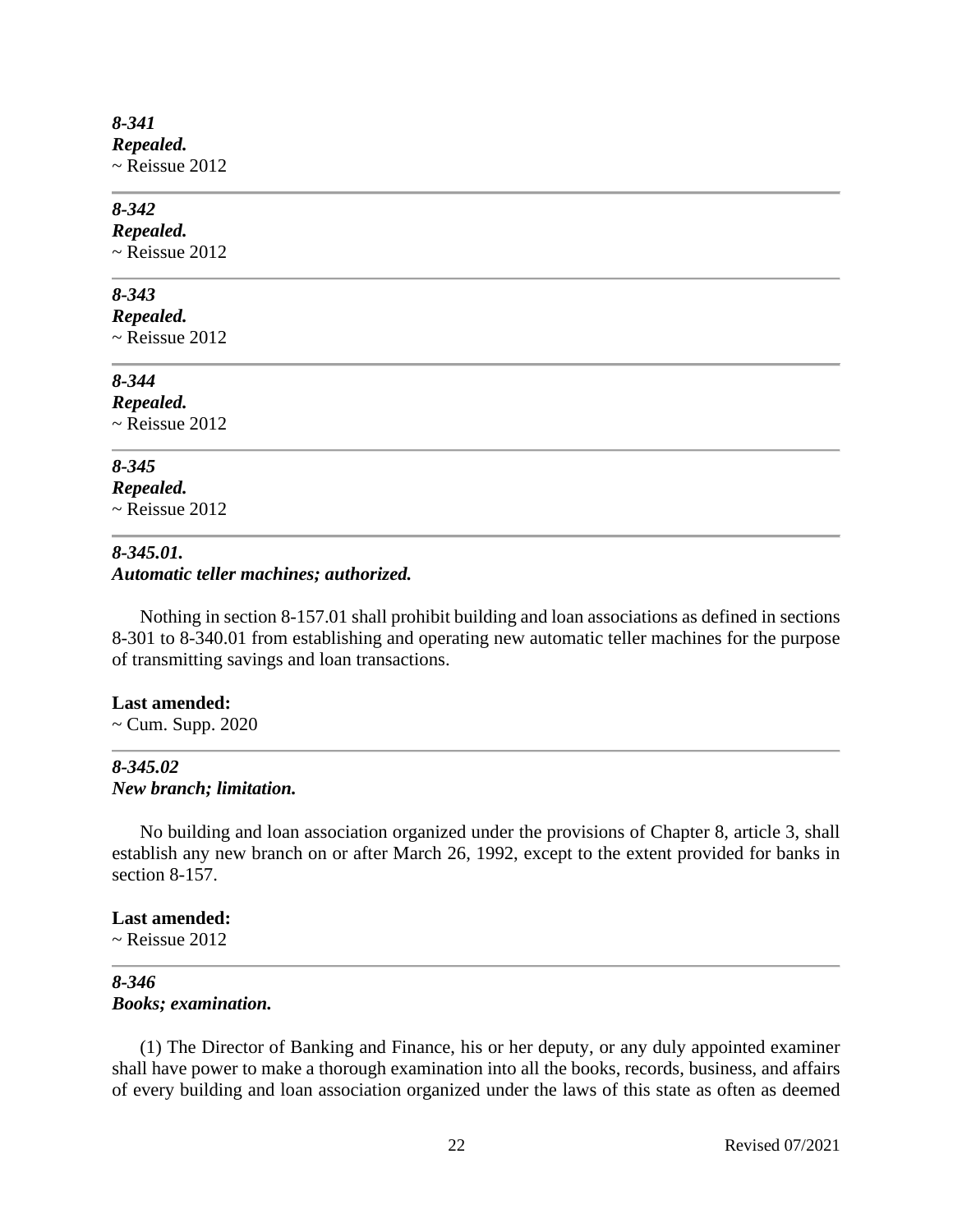*8-341*
***Repealed.***
~ Reissue 2012

---

*8-342*
***Repealed.***
~ Reissue 2012

---

*8-343*
***Repealed.***
~ Reissue 2012

---

*8-344*
***Repealed.***
~ Reissue 2012

---

*8-345*
***Repealed.***
~ Reissue 2012

---

***8-345.01.***
***Automatic teller machines; authorized.***

Nothing in section 8-157.01 shall prohibit building and loan associations as defined in sections 8-301 to 8-340.01 from establishing and operating new automatic teller machines for the purpose of transmitting savings and loan transactions.

**Last amended:**
~ Cum. Supp. 2020

---

***8-345.02***
***New branch; limitation.***

No building and loan association organized under the provisions of Chapter 8, article 3, shall establish any new branch on or after March 26, 1992, except to the extent provided for banks in section 8-157.

**Last amended:**
~ Reissue 2012

---

***8-346***
***Books; examination.***

(1) The Director of Banking and Finance, his or her deputy, or any duly appointed examiner shall have power to make a thorough examination into all the books, records, business, and affairs of every building and loan association organized under the laws of this state as often as deemed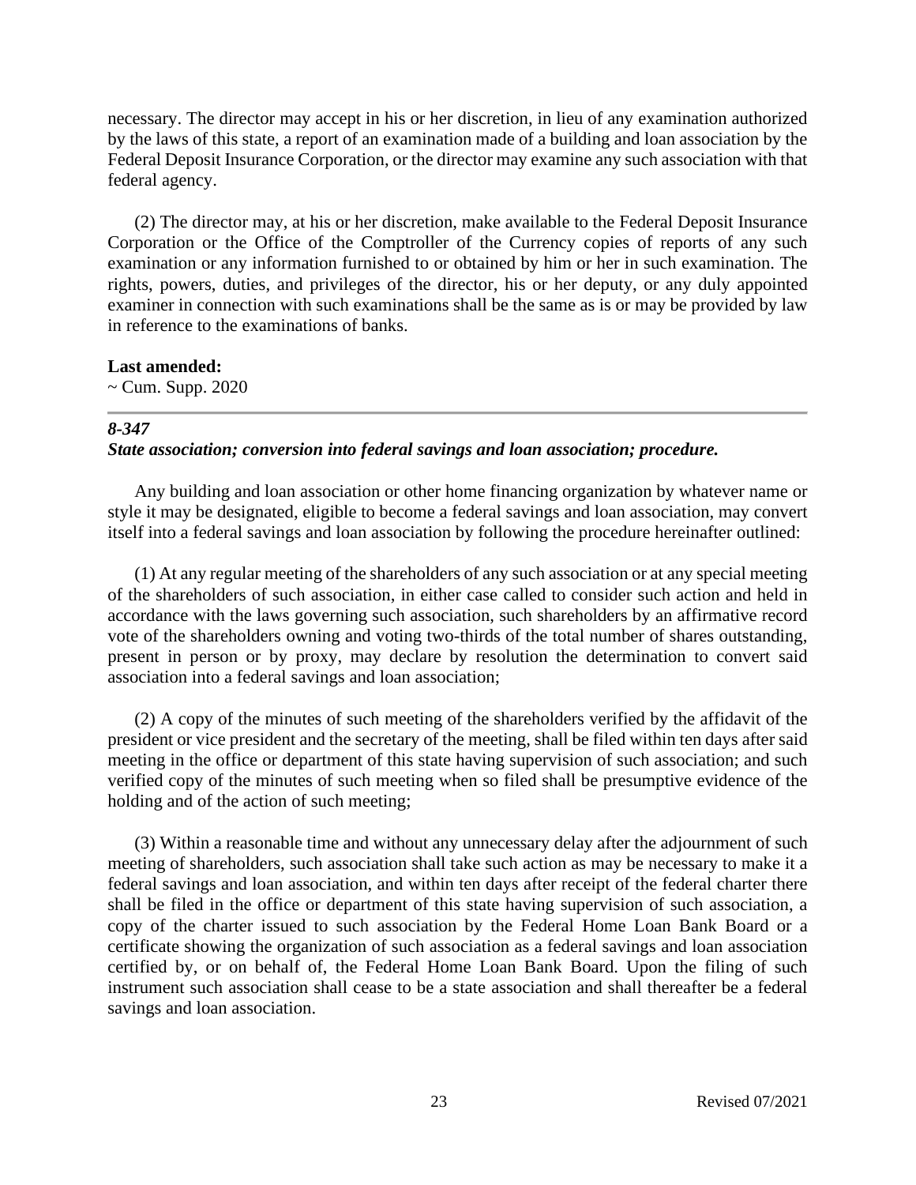necessary. The director may accept in his or her discretion, in lieu of any examination authorized by the laws of this state, a report of an examination made of a building and loan association by the Federal Deposit Insurance Corporation, or the director may examine any such association with that federal agency.

(2) The director may, at his or her discretion, make available to the Federal Deposit Insurance Corporation or the Office of the Comptroller of the Currency copies of reports of any such examination or any information furnished to or obtained by him or her in such examination. The rights, powers, duties, and privileges of the director, his or her deputy, or any duly appointed examiner in connection with such examinations shall be the same as is or may be provided by law in reference to the examinations of banks.

**Last amended:**
~ Cum. Supp. 2020

---

***8-347***
***State association; conversion into federal savings and loan association; procedure.***

Any building and loan association or other home financing organization by whatever name or style it may be designated, eligible to become a federal savings and loan association, may convert itself into a federal savings and loan association by following the procedure hereinafter outlined:

(1) At any regular meeting of the shareholders of any such association or at any special meeting of the shareholders of such association, in either case called to consider such action and held in accordance with the laws governing such association, such shareholders by an affirmative record vote of the shareholders owning and voting two-thirds of the total number of shares outstanding, present in person or by proxy, may declare by resolution the determination to convert said association into a federal savings and loan association;

(2) A copy of the minutes of such meeting of the shareholders verified by the affidavit of the president or vice president and the secretary of the meeting, shall be filed within ten days after said meeting in the office or department of this state having supervision of such association; and such verified copy of the minutes of such meeting when so filed shall be presumptive evidence of the holding and of the action of such meeting;

(3) Within a reasonable time and without any unnecessary delay after the adjournment of such meeting of shareholders, such association shall take such action as may be necessary to make it a federal savings and loan association, and within ten days after receipt of the federal charter there shall be filed in the office or department of this state having supervision of such association, a copy of the charter issued to such association by the Federal Home Loan Bank Board or a certificate showing the organization of such association as a federal savings and loan association certified by, or on behalf of, the Federal Home Loan Bank Board. Upon the filing of such instrument such association shall cease to be a state association and shall thereafter be a federal savings and loan association.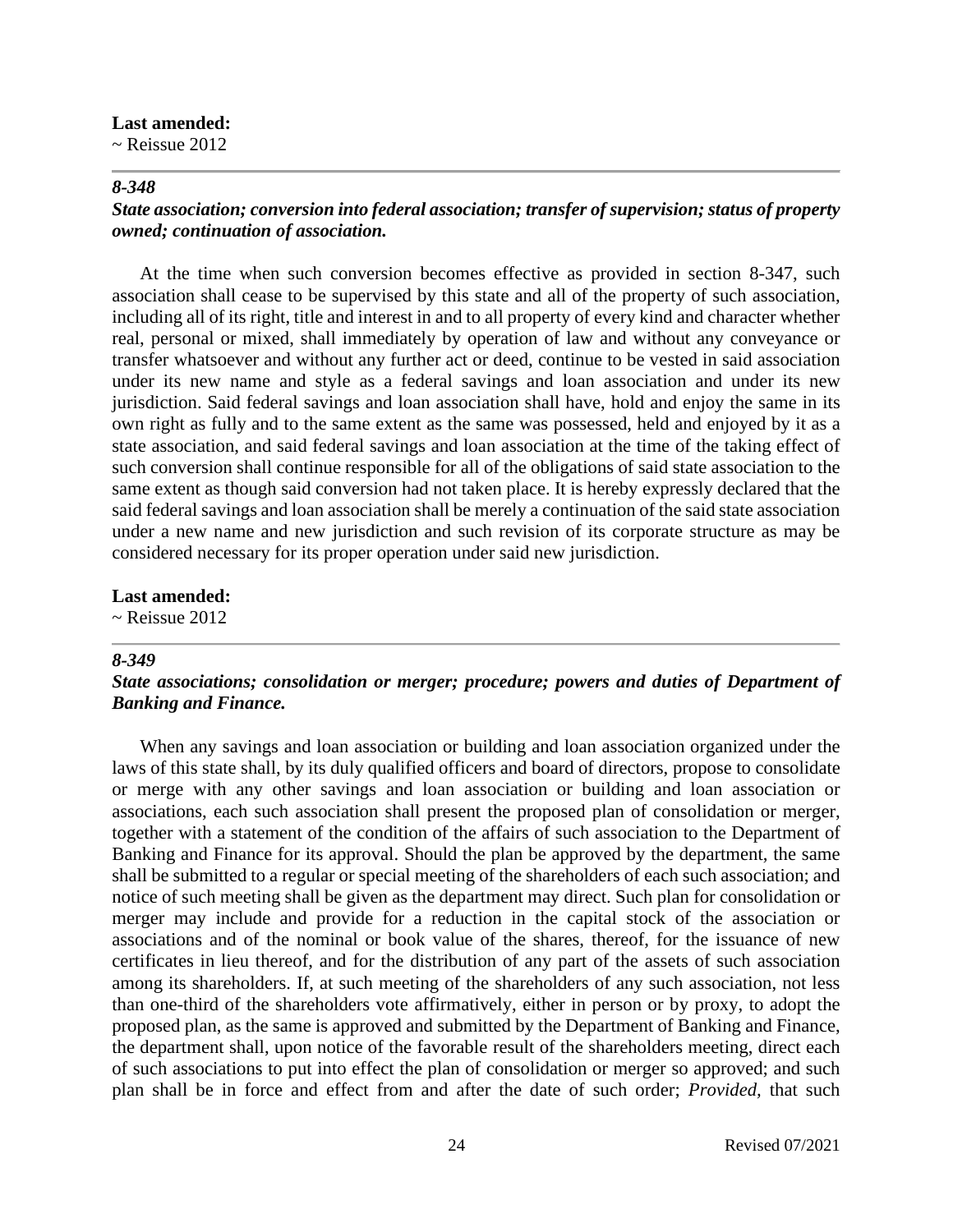**Last amended:**
~ Reissue 2012

---

*8-348*

***State association; conversion into federal association; transfer of supervision; status of property owned; continuation of association.***

At the time when such conversion becomes effective as provided in section 8-347, such association shall cease to be supervised by this state and all of the property of such association, including all of its right, title and interest in and to all property of every kind and character whether real, personal or mixed, shall immediately by operation of law and without any conveyance or transfer whatsoever and without any further act or deed, continue to be vested in said association under its new name and style as a federal savings and loan association and under its new jurisdiction. Said federal savings and loan association shall have, hold and enjoy the same in its own right as fully and to the same extent as the same was possessed, held and enjoyed by it as a state association, and said federal savings and loan association at the time of the taking effect of such conversion shall continue responsible for all of the obligations of said state association to the same extent as though said conversion had not taken place. It is hereby expressly declared that the said federal savings and loan association shall be merely a continuation of the said state association under a new name and new jurisdiction and such revision of its corporate structure as may be considered necessary for its proper operation under said new jurisdiction.

**Last amended:**
~ Reissue 2012

---

*8-349*

***State associations; consolidation or merger; procedure; powers and duties of Department of Banking and Finance.***

When any savings and loan association or building and loan association organized under the laws of this state shall, by its duly qualified officers and board of directors, propose to consolidate or merge with any other savings and loan association or building and loan association or associations, each such association shall present the proposed plan of consolidation or merger, together with a statement of the condition of the affairs of such association to the Department of Banking and Finance for its approval. Should the plan be approved by the department, the same shall be submitted to a regular or special meeting of the shareholders of each such association; and notice of such meeting shall be given as the department may direct. Such plan for consolidation or merger may include and provide for a reduction in the capital stock of the association or associations and of the nominal or book value of the shares, thereof, for the issuance of new certificates in lieu thereof, and for the distribution of any part of the assets of such association among its shareholders. If, at such meeting of the shareholders of any such association, not less than one-third of the shareholders vote affirmatively, either in person or by proxy, to adopt the proposed plan, as the same is approved and submitted by the Department of Banking and Finance, the department shall, upon notice of the favorable result of the shareholders meeting, direct each of such associations to put into effect the plan of consolidation or merger so approved; and such plan shall be in force and effect from and after the date of such order; *Provided,* that such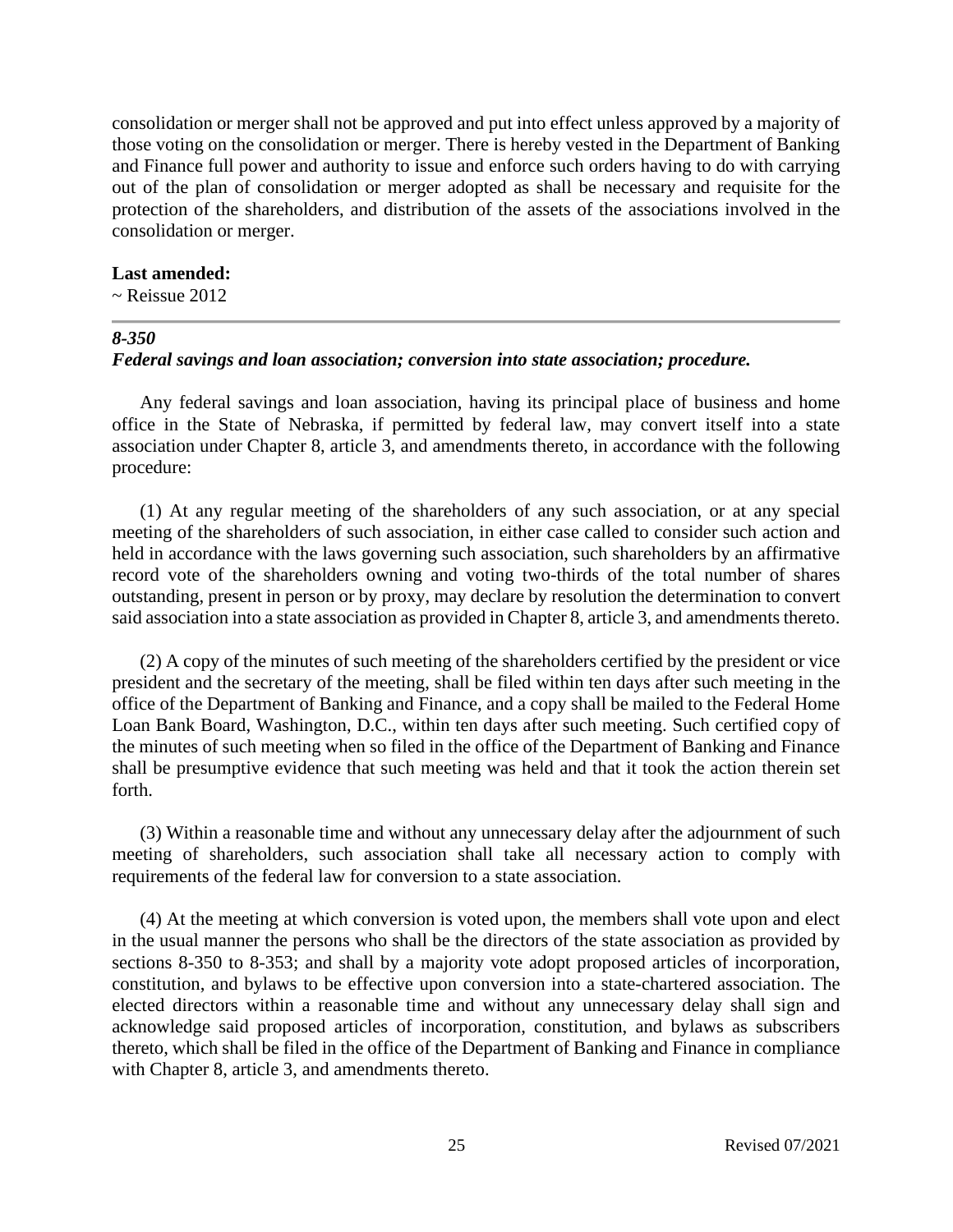consolidation or merger shall not be approved and put into effect unless approved by a majority of those voting on the consolidation or merger. There is hereby vested in the Department of Banking and Finance full power and authority to issue and enforce such orders having to do with carrying out of the plan of consolidation or merger adopted as shall be necessary and requisite for the protection of the shareholders, and distribution of the assets of the associations involved in the consolidation or merger.

**Last amended:**
~ Reissue 2012

---

### *8-350*
### *Federal savings and loan association; conversion into state association; procedure.*

Any federal savings and loan association, having its principal place of business and home office in the State of Nebraska, if permitted by federal law, may convert itself into a state association under Chapter 8, article 3, and amendments thereto, in accordance with the following procedure:

(1) At any regular meeting of the shareholders of any such association, or at any special meeting of the shareholders of such association, in either case called to consider such action and held in accordance with the laws governing such association, such shareholders by an affirmative record vote of the shareholders owning and voting two-thirds of the total number of shares outstanding, present in person or by proxy, may declare by resolution the determination to convert said association into a state association as provided in Chapter 8, article 3, and amendments thereto.

(2) A copy of the minutes of such meeting of the shareholders certified by the president or vice president and the secretary of the meeting, shall be filed within ten days after such meeting in the office of the Department of Banking and Finance, and a copy shall be mailed to the Federal Home Loan Bank Board, Washington, D.C., within ten days after such meeting. Such certified copy of the minutes of such meeting when so filed in the office of the Department of Banking and Finance shall be presumptive evidence that such meeting was held and that it took the action therein set forth.

(3) Within a reasonable time and without any unnecessary delay after the adjournment of such meeting of shareholders, such association shall take all necessary action to comply with requirements of the federal law for conversion to a state association.

(4) At the meeting at which conversion is voted upon, the members shall vote upon and elect in the usual manner the persons who shall be the directors of the state association as provided by sections 8-350 to 8-353; and shall by a majority vote adopt proposed articles of incorporation, constitution, and bylaws to be effective upon conversion into a state-chartered association. The elected directors within a reasonable time and without any unnecessary delay shall sign and acknowledge said proposed articles of incorporation, constitution, and bylaws as subscribers thereto, which shall be filed in the office of the Department of Banking and Finance in compliance with Chapter 8, article 3, and amendments thereto.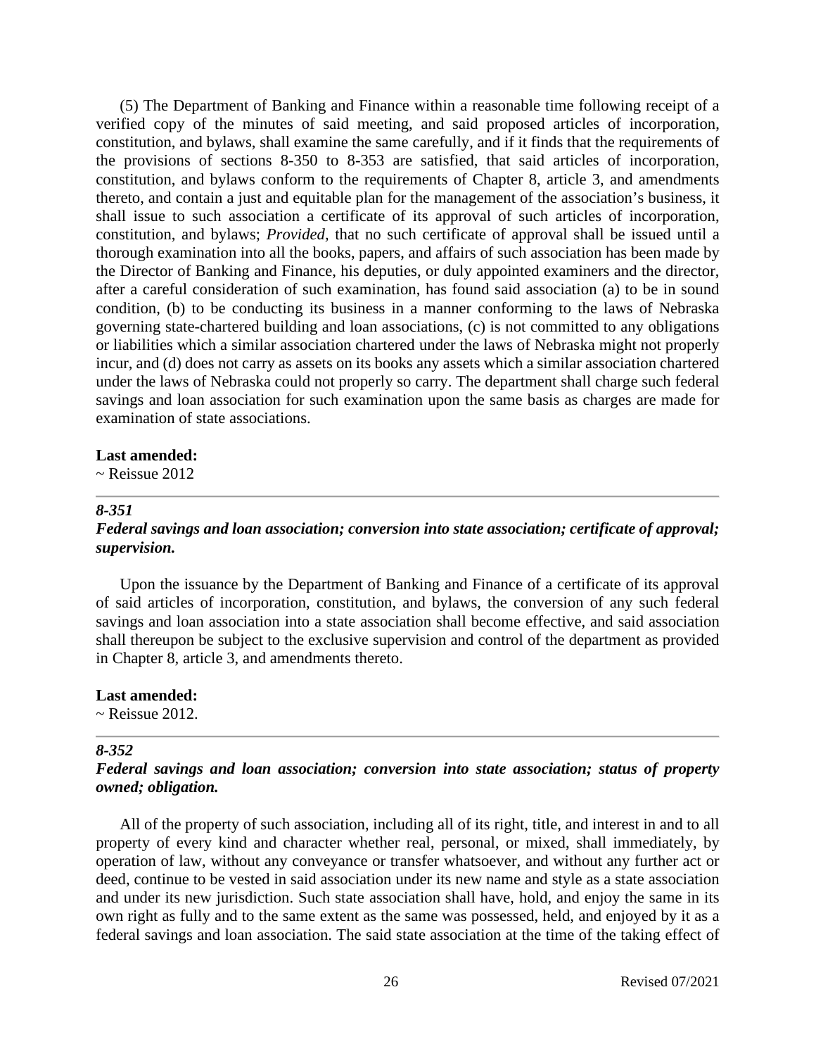(5) The Department of Banking and Finance within a reasonable time following receipt of a verified copy of the minutes of said meeting, and said proposed articles of incorporation, constitution, and bylaws, shall examine the same carefully, and if it finds that the requirements of the provisions of sections 8-350 to 8-353 are satisfied, that said articles of incorporation, constitution, and bylaws conform to the requirements of Chapter 8, article 3, and amendments thereto, and contain a just and equitable plan for the management of the association's business, it shall issue to such association a certificate of its approval of such articles of incorporation, constitution, and bylaws; *Provided*, that no such certificate of approval shall be issued until a thorough examination into all the books, papers, and affairs of such association has been made by the Director of Banking and Finance, his deputies, or duly appointed examiners and the director, after a careful consideration of such examination, has found said association (a) to be in sound condition, (b) to be conducting its business in a manner conforming to the laws of Nebraska governing state-chartered building and loan associations, (c) is not committed to any obligations or liabilities which a similar association chartered under the laws of Nebraska might not properly incur, and (d) does not carry as assets on its books any assets which a similar association chartered under the laws of Nebraska could not properly so carry. The department shall charge such federal savings and loan association for such examination upon the same basis as charges are made for examination of state associations.

**Last amended:**
~ Reissue 2012

---

***8-351***
***Federal savings and loan association; conversion into state association; certificate of approval; supervision.***

Upon the issuance by the Department of Banking and Finance of a certificate of its approval of said articles of incorporation, constitution, and bylaws, the conversion of any such federal savings and loan association into a state association shall become effective, and said association shall thereupon be subject to the exclusive supervision and control of the department as provided in Chapter 8, article 3, and amendments thereto.

**Last amended:**
~ Reissue 2012.

---

***8-352***
***Federal savings and loan association; conversion into state association; status of property owned; obligation.***

All of the property of such association, including all of its right, title, and interest in and to all property of every kind and character whether real, personal, or mixed, shall immediately, by operation of law, without any conveyance or transfer whatsoever, and without any further act or deed, continue to be vested in said association under its new name and style as a state association and under its new jurisdiction. Such state association shall have, hold, and enjoy the same in its own right as fully and to the same extent as the same was possessed, held, and enjoyed by it as a federal savings and loan association. The said state association at the time of the taking effect of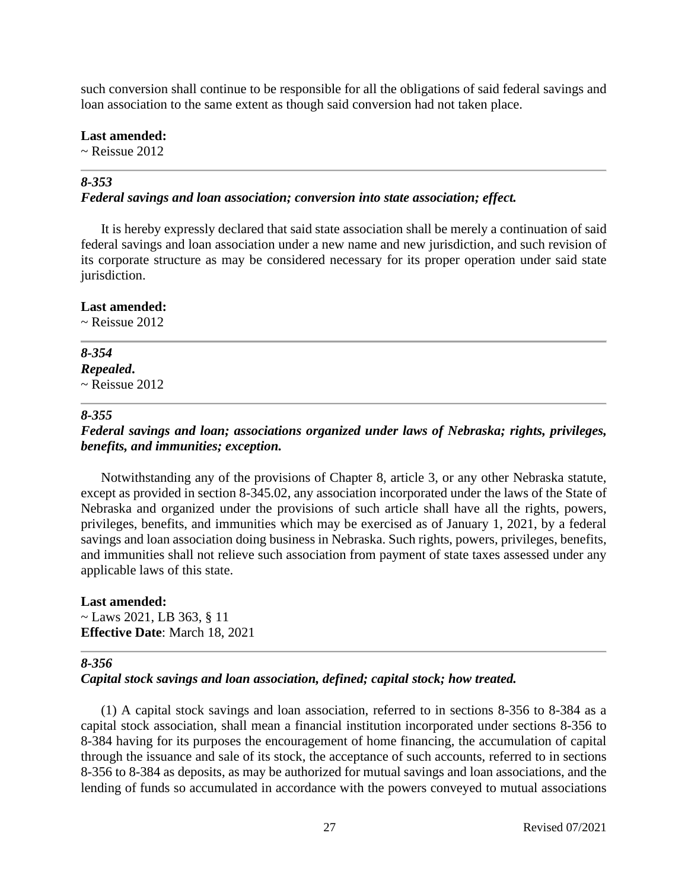such conversion shall continue to be responsible for all the obligations of said federal savings and loan association to the same extent as though said conversion had not taken place.

**Last amended:**
~ Reissue 2012

---

### *8-353*
### *Federal savings and loan association; conversion into state association; effect.*

It is hereby expressly declared that said state association shall be merely a continuation of said federal savings and loan association under a new name and new jurisdiction, and such revision of its corporate structure as may be considered necessary for its proper operation under said state jurisdiction.

**Last amended:**
~ Reissue 2012

---

### *8-354*
### *Repealed***.**
~ Reissue 2012

---

### *8-355*
### *Federal savings and loan; associations organized under laws of Nebraska; rights, privileges, benefits, and immunities; exception.*

Notwithstanding any of the provisions of Chapter 8, article 3, or any other Nebraska statute, except as provided in section 8-345.02, any association incorporated under the laws of the State of Nebraska and organized under the provisions of such article shall have all the rights, powers, privileges, benefits, and immunities which may be exercised as of January 1, 2021, by a federal savings and loan association doing business in Nebraska. Such rights, powers, privileges, benefits, and immunities shall not relieve such association from payment of state taxes assessed under any applicable laws of this state.

**Last amended:**
~ Laws 2021, LB 363, § 11
**Effective Date**: March 18, 2021

---

### *8-356*
### *Capital stock savings and loan association, defined; capital stock; how treated.*

(1) A capital stock savings and loan association, referred to in sections 8-356 to 8-384 as a capital stock association, shall mean a financial institution incorporated under sections 8-356 to 8-384 having for its purposes the encouragement of home financing, the accumulation of capital through the issuance and sale of its stock, the acceptance of such accounts, referred to in sections 8-356 to 8-384 as deposits, as may be authorized for mutual savings and loan associations, and the lending of funds so accumulated in accordance with the powers conveyed to mutual associations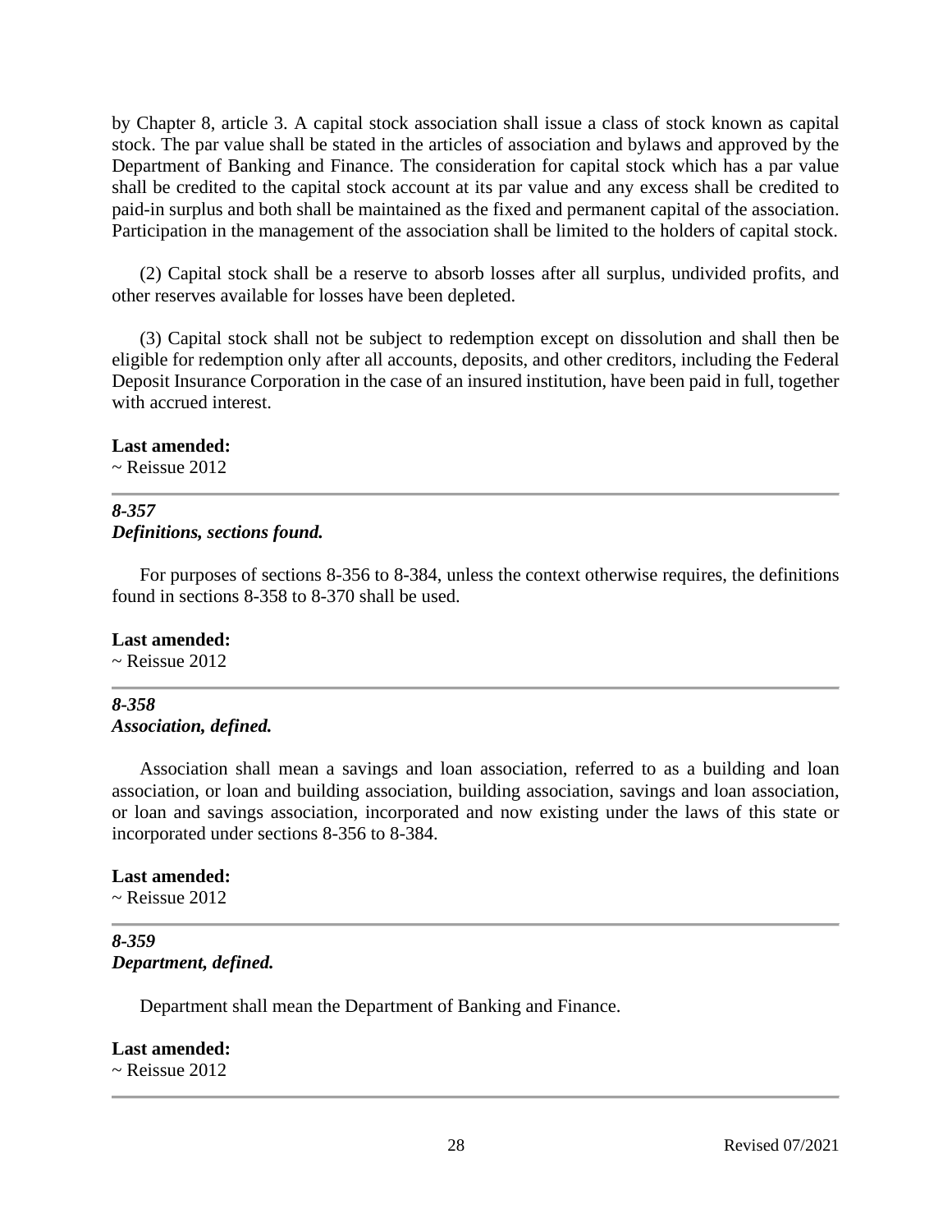by Chapter 8, article 3. A capital stock association shall issue a class of stock known as capital stock. The par value shall be stated in the articles of association and bylaws and approved by the Department of Banking and Finance. The consideration for capital stock which has a par value shall be credited to the capital stock account at its par value and any excess shall be credited to paid-in surplus and both shall be maintained as the fixed and permanent capital of the association. Participation in the management of the association shall be limited to the holders of capital stock.

(2) Capital stock shall be a reserve to absorb losses after all surplus, undivided profits, and other reserves available for losses have been depleted.

(3) Capital stock shall not be subject to redemption except on dissolution and shall then be eligible for redemption only after all accounts, deposits, and other creditors, including the Federal Deposit Insurance Corporation in the case of an insured institution, have been paid in full, together with accrued interest.

**Last amended:**
~ Reissue 2012

---

***8-357***
***Definitions, sections found.***

For purposes of sections 8-356 to 8-384, unless the context otherwise requires, the definitions found in sections 8-358 to 8-370 shall be used.

**Last amended:**
~ Reissue 2012

---

***8-358***
***Association, defined.***

Association shall mean a savings and loan association, referred to as a building and loan association, or loan and building association, building association, savings and loan association, or loan and savings association, incorporated and now existing under the laws of this state or incorporated under sections 8-356 to 8-384.

**Last amended:**
~ Reissue 2012

---

***8-359***
***Department, defined.***

Department shall mean the Department of Banking and Finance.

**Last amended:**
~ Reissue 2012

---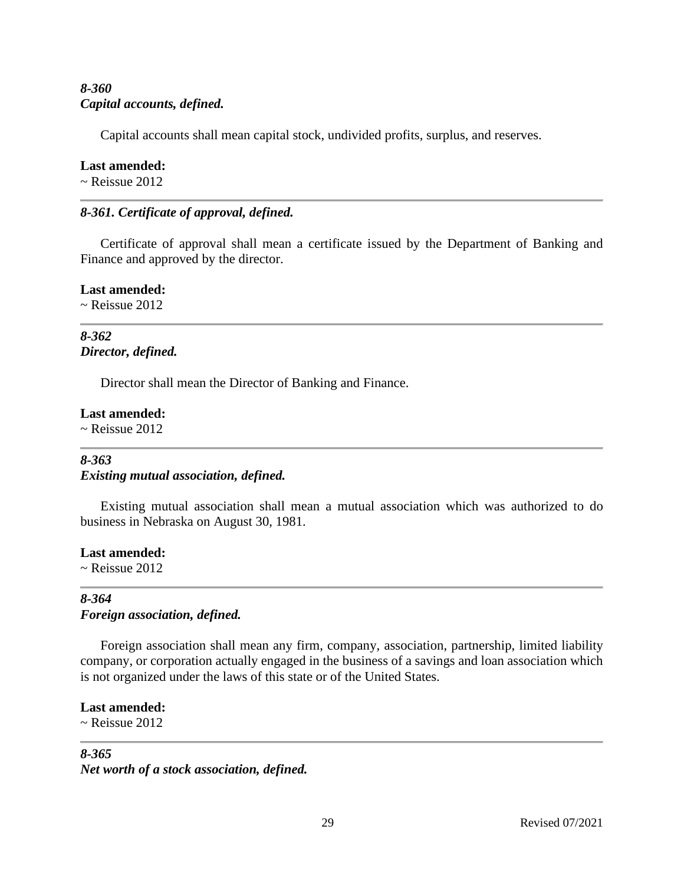***8-360***
***Capital accounts, defined.***

Capital accounts shall mean capital stock, undivided profits, surplus, and reserves.

**Last amended:**
~ Reissue 2012

---

***8-361. Certificate of approval, defined.***

Certificate of approval shall mean a certificate issued by the Department of Banking and Finance and approved by the director.

**Last amended:**
~ Reissue 2012

---

***8-362***
***Director, defined.***

Director shall mean the Director of Banking and Finance.

**Last amended:**
~ Reissue 2012

---

***8-363***
***Existing mutual association, defined.***

Existing mutual association shall mean a mutual association which was authorized to do business in Nebraska on August 30, 1981.

**Last amended:**
~ Reissue 2012

---

***8-364***
***Foreign association, defined.***

Foreign association shall mean any firm, company, association, partnership, limited liability company, or corporation actually engaged in the business of a savings and loan association which is not organized under the laws of this state or of the United States.

**Last amended:**
~ Reissue 2012

---

***8-365***
***Net worth of a stock association, defined.***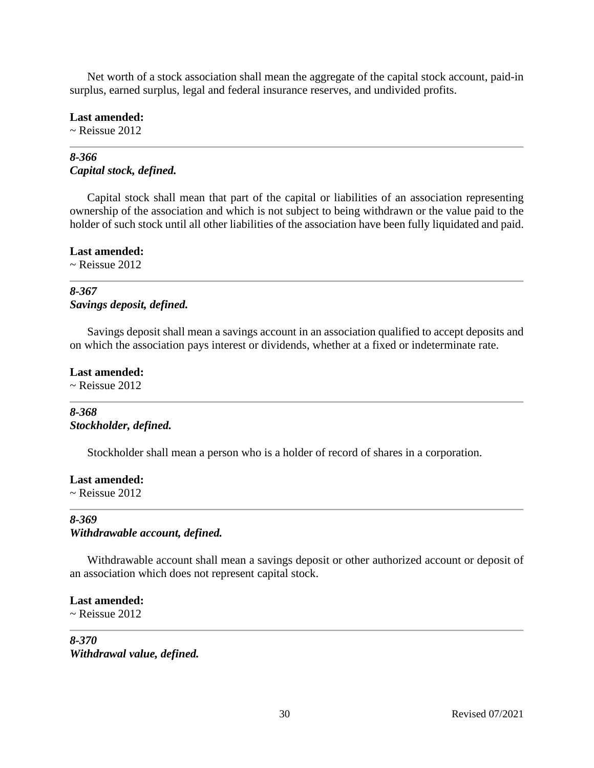Net worth of a stock association shall mean the aggregate of the capital stock account, paid-in surplus, earned surplus, legal and federal insurance reserves, and undivided profits.

**Last amended:**
~ Reissue 2012

---

***8-366***
***Capital stock, defined.***

Capital stock shall mean that part of the capital or liabilities of an association representing ownership of the association and which is not subject to being withdrawn or the value paid to the holder of such stock until all other liabilities of the association have been fully liquidated and paid.

**Last amended:**
~ Reissue 2012

---

***8-367***
***Savings deposit, defined.***

Savings deposit shall mean a savings account in an association qualified to accept deposits and on which the association pays interest or dividends, whether at a fixed or indeterminate rate.

**Last amended:**
~ Reissue 2012

---

***8-368***
***Stockholder, defined.***

Stockholder shall mean a person who is a holder of record of shares in a corporation.

**Last amended:**
~ Reissue 2012

---

***8-369***
***Withdrawable account, defined.***

Withdrawable account shall mean a savings deposit or other authorized account or deposit of an association which does not represent capital stock.

**Last amended:**
~ Reissue 2012

---

***8-370***
***Withdrawal value, defined.***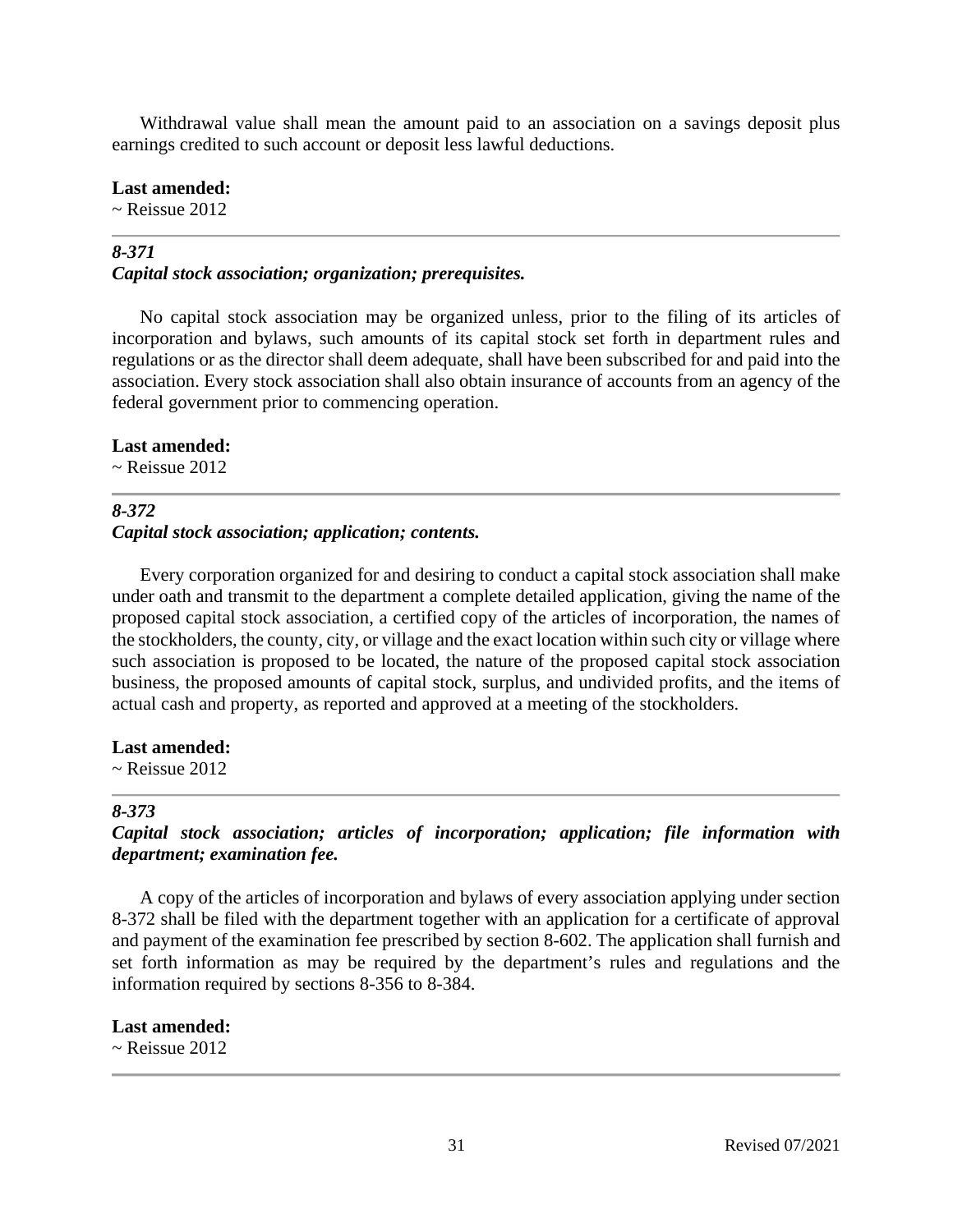Withdrawal value shall mean the amount paid to an association on a savings deposit plus earnings credited to such account or deposit less lawful deductions.

**Last amended:**
~ Reissue 2012

---

***8-371***
***Capital stock association; organization; prerequisites.***

No capital stock association may be organized unless, prior to the filing of its articles of incorporation and bylaws, such amounts of its capital stock set forth in department rules and regulations or as the director shall deem adequate, shall have been subscribed for and paid into the association. Every stock association shall also obtain insurance of accounts from an agency of the federal government prior to commencing operation.

**Last amended:**
~ Reissue 2012

---

***8-372***
***Capital stock association; application; contents.***

Every corporation organized for and desiring to conduct a capital stock association shall make under oath and transmit to the department a complete detailed application, giving the name of the proposed capital stock association, a certified copy of the articles of incorporation, the names of the stockholders, the county, city, or village and the exact location within such city or village where such association is proposed to be located, the nature of the proposed capital stock association business, the proposed amounts of capital stock, surplus, and undivided profits, and the items of actual cash and property, as reported and approved at a meeting of the stockholders.

**Last amended:**
~ Reissue 2012

---

***8-373***
***Capital stock association; articles of incorporation; application; file information with department; examination fee.***

A copy of the articles of incorporation and bylaws of every association applying under section 8-372 shall be filed with the department together with an application for a certificate of approval and payment of the examination fee prescribed by section 8-602. The application shall furnish and set forth information as may be required by the department's rules and regulations and the information required by sections 8-356 to 8-384.

**Last amended:**
~ Reissue 2012

---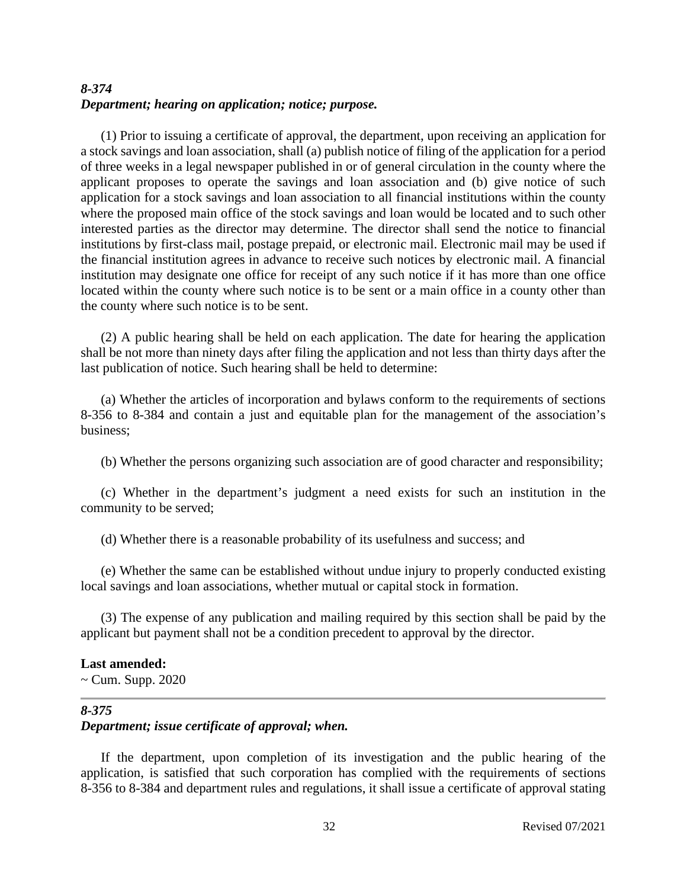### *8-374*
### *Department; hearing on application; notice; purpose.*

(1) Prior to issuing a certificate of approval, the department, upon receiving an application for a stock savings and loan association, shall (a) publish notice of filing of the application for a period of three weeks in a legal newspaper published in or of general circulation in the county where the applicant proposes to operate the savings and loan association and (b) give notice of such application for a stock savings and loan association to all financial institutions within the county where the proposed main office of the stock savings and loan would be located and to such other interested parties as the director may determine. The director shall send the notice to financial institutions by first-class mail, postage prepaid, or electronic mail. Electronic mail may be used if the financial institution agrees in advance to receive such notices by electronic mail. A financial institution may designate one office for receipt of any such notice if it has more than one office located within the county where such notice is to be sent or a main office in a county other than the county where such notice is to be sent.

(2) A public hearing shall be held on each application. The date for hearing the application shall be not more than ninety days after filing the application and not less than thirty days after the last publication of notice. Such hearing shall be held to determine:

(a) Whether the articles of incorporation and bylaws conform to the requirements of sections 8-356 to 8-384 and contain a just and equitable plan for the management of the association's business;

(b) Whether the persons organizing such association are of good character and responsibility;

(c) Whether in the department's judgment a need exists for such an institution in the community to be served;

(d) Whether there is a reasonable probability of its usefulness and success; and

(e) Whether the same can be established without undue injury to properly conducted existing local savings and loan associations, whether mutual or capital stock in formation.

(3) The expense of any publication and mailing required by this section shall be paid by the applicant but payment shall not be a condition precedent to approval by the director.

**Last amended:**
~ Cum. Supp. 2020

---

### *8-375*
### *Department; issue certificate of approval; when.*

If the department, upon completion of its investigation and the public hearing of the application, is satisfied that such corporation has complied with the requirements of sections 8-356 to 8-384 and department rules and regulations, it shall issue a certificate of approval stating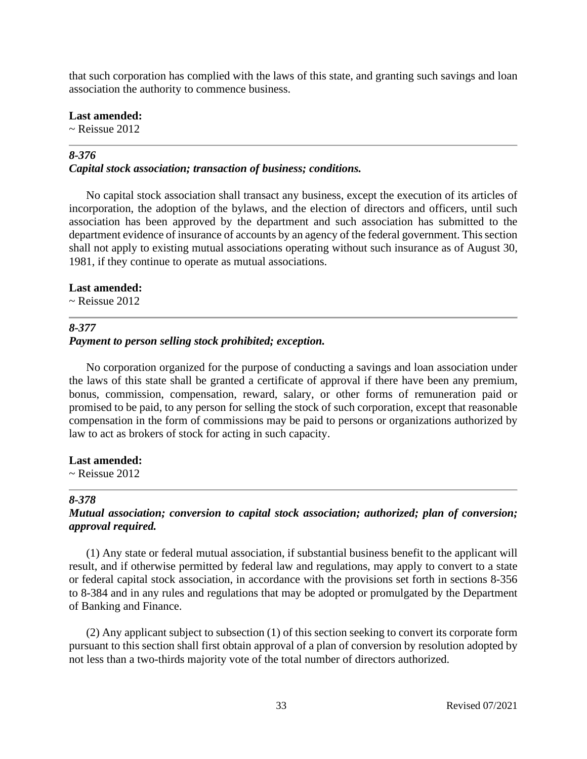that such corporation has complied with the laws of this state, and granting such savings and loan association the authority to commence business.

**Last amended:**
~ Reissue 2012

---

***8-376***
***Capital stock association; transaction of business; conditions.***

No capital stock association shall transact any business, except the execution of its articles of incorporation, the adoption of the bylaws, and the election of directors and officers, until such association has been approved by the department and such association has submitted to the department evidence of insurance of accounts by an agency of the federal government. This section shall not apply to existing mutual associations operating without such insurance as of August 30, 1981, if they continue to operate as mutual associations.

**Last amended:**
~ Reissue 2012

---

***8-377***
***Payment to person selling stock prohibited; exception.***

No corporation organized for the purpose of conducting a savings and loan association under the laws of this state shall be granted a certificate of approval if there have been any premium, bonus, commission, compensation, reward, salary, or other forms of remuneration paid or promised to be paid, to any person for selling the stock of such corporation, except that reasonable compensation in the form of commissions may be paid to persons or organizations authorized by law to act as brokers of stock for acting in such capacity.

**Last amended:**
~ Reissue 2012

---

***8-378***
***Mutual association; conversion to capital stock association; authorized; plan of conversion; approval required.***

(1) Any state or federal mutual association, if substantial business benefit to the applicant will result, and if otherwise permitted by federal law and regulations, may apply to convert to a state or federal capital stock association, in accordance with the provisions set forth in sections 8-356 to 8-384 and in any rules and regulations that may be adopted or promulgated by the Department of Banking and Finance.

(2) Any applicant subject to subsection (1) of this section seeking to convert its corporate form pursuant to this section shall first obtain approval of a plan of conversion by resolution adopted by not less than a two-thirds majority vote of the total number of directors authorized.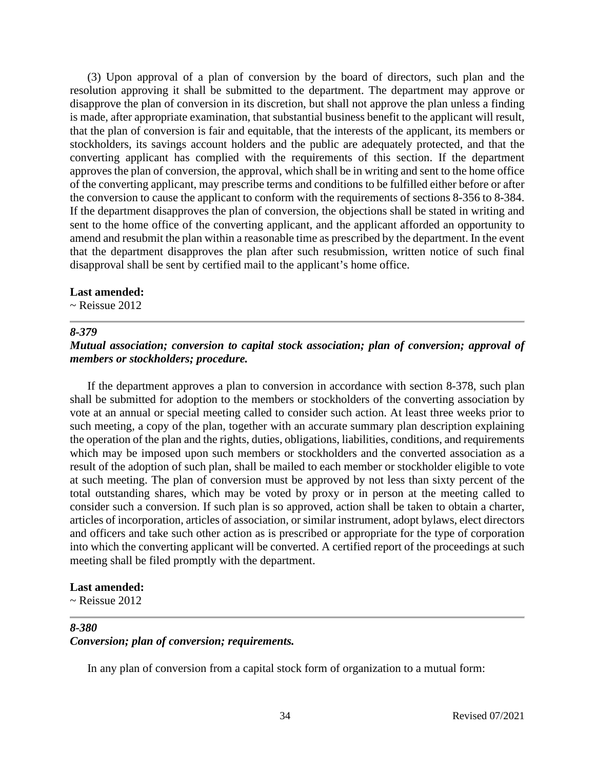(3) Upon approval of a plan of conversion by the board of directors, such plan and the resolution approving it shall be submitted to the department. The department may approve or disapprove the plan of conversion in its discretion, but shall not approve the plan unless a finding is made, after appropriate examination, that substantial business benefit to the applicant will result, that the plan of conversion is fair and equitable, that the interests of the applicant, its members or stockholders, its savings account holders and the public are adequately protected, and that the converting applicant has complied with the requirements of this section. If the department approves the plan of conversion, the approval, which shall be in writing and sent to the home office of the converting applicant, may prescribe terms and conditions to be fulfilled either before or after the conversion to cause the applicant to conform with the requirements of sections 8-356 to 8-384. If the department disapproves the plan of conversion, the objections shall be stated in writing and sent to the home office of the converting applicant, and the applicant afforded an opportunity to amend and resubmit the plan within a reasonable time as prescribed by the department. In the event that the department disapproves the plan after such resubmission, written notice of such final disapproval shall be sent by certified mail to the applicant's home office.

**Last amended:**
~ Reissue 2012

---

***8-379***
***Mutual association; conversion to capital stock association; plan of conversion; approval of members or stockholders; procedure.***

If the department approves a plan to conversion in accordance with section 8-378, such plan shall be submitted for adoption to the members or stockholders of the converting association by vote at an annual or special meeting called to consider such action. At least three weeks prior to such meeting, a copy of the plan, together with an accurate summary plan description explaining the operation of the plan and the rights, duties, obligations, liabilities, conditions, and requirements which may be imposed upon such members or stockholders and the converted association as a result of the adoption of such plan, shall be mailed to each member or stockholder eligible to vote at such meeting. The plan of conversion must be approved by not less than sixty percent of the total outstanding shares, which may be voted by proxy or in person at the meeting called to consider such a conversion. If such plan is so approved, action shall be taken to obtain a charter, articles of incorporation, articles of association, or similar instrument, adopt bylaws, elect directors and officers and take such other action as is prescribed or appropriate for the type of corporation into which the converting applicant will be converted. A certified report of the proceedings at such meeting shall be filed promptly with the department.

**Last amended:**
~ Reissue 2012

---

***8-380***
***Conversion; plan of conversion; requirements.***

In any plan of conversion from a capital stock form of organization to a mutual form: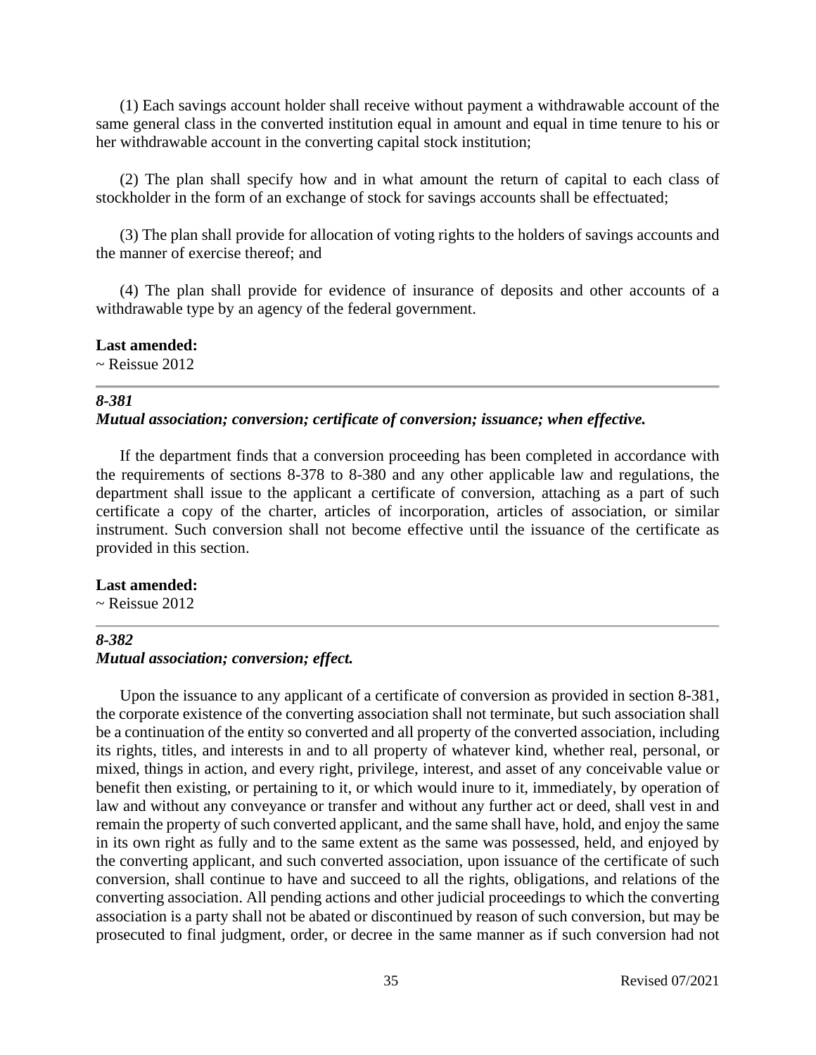(1) Each savings account holder shall receive without payment a withdrawable account of the same general class in the converted institution equal in amount and equal in time tenure to his or her withdrawable account in the converting capital stock institution;

(2) The plan shall specify how and in what amount the return of capital to each class of stockholder in the form of an exchange of stock for savings accounts shall be effectuated;

(3) The plan shall provide for allocation of voting rights to the holders of savings accounts and the manner of exercise thereof; and

(4) The plan shall provide for evidence of insurance of deposits and other accounts of a withdrawable type by an agency of the federal government.

**Last amended:**
~ Reissue 2012

---

***8-381***
***Mutual association; conversion; certificate of conversion; issuance; when effective.***

If the department finds that a conversion proceeding has been completed in accordance with the requirements of sections 8-378 to 8-380 and any other applicable law and regulations, the department shall issue to the applicant a certificate of conversion, attaching as a part of such certificate a copy of the charter, articles of incorporation, articles of association, or similar instrument. Such conversion shall not become effective until the issuance of the certificate as provided in this section.

**Last amended:**
~ Reissue 2012

---

***8-382***
***Mutual association; conversion; effect.***

Upon the issuance to any applicant of a certificate of conversion as provided in section 8-381, the corporate existence of the converting association shall not terminate, but such association shall be a continuation of the entity so converted and all property of the converted association, including its rights, titles, and interests in and to all property of whatever kind, whether real, personal, or mixed, things in action, and every right, privilege, interest, and asset of any conceivable value or benefit then existing, or pertaining to it, or which would inure to it, immediately, by operation of law and without any conveyance or transfer and without any further act or deed, shall vest in and remain the property of such converted applicant, and the same shall have, hold, and enjoy the same in its own right as fully and to the same extent as the same was possessed, held, and enjoyed by the converting applicant, and such converted association, upon issuance of the certificate of such conversion, shall continue to have and succeed to all the rights, obligations, and relations of the converting association. All pending actions and other judicial proceedings to which the converting association is a party shall not be abated or discontinued by reason of such conversion, but may be prosecuted to final judgment, order, or decree in the same manner as if such conversion had not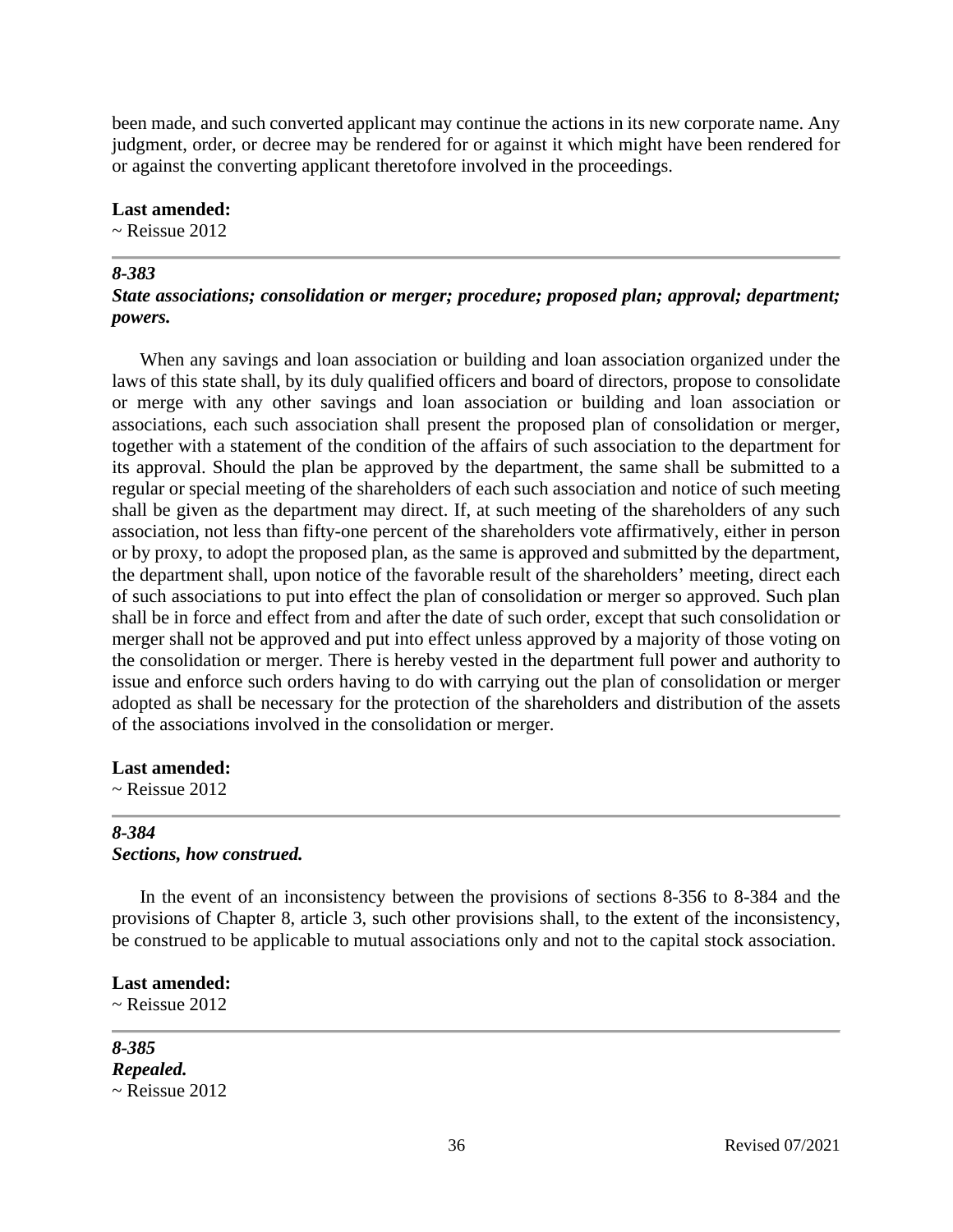been made, and such converted applicant may continue the actions in its new corporate name. Any judgment, order, or decree may be rendered for or against it which might have been rendered for or against the converting applicant theretofore involved in the proceedings.

**Last amended:**
~ Reissue 2012

---

***8-383***
***State associations; consolidation or merger; procedure; proposed plan; approval; department; powers.***

When any savings and loan association or building and loan association organized under the laws of this state shall, by its duly qualified officers and board of directors, propose to consolidate or merge with any other savings and loan association or building and loan association or associations, each such association shall present the proposed plan of consolidation or merger, together with a statement of the condition of the affairs of such association to the department for its approval. Should the plan be approved by the department, the same shall be submitted to a regular or special meeting of the shareholders of each such association and notice of such meeting shall be given as the department may direct. If, at such meeting of the shareholders of any such association, not less than fifty-one percent of the shareholders vote affirmatively, either in person or by proxy, to adopt the proposed plan, as the same is approved and submitted by the department, the department shall, upon notice of the favorable result of the shareholders' meeting, direct each of such associations to put into effect the plan of consolidation or merger so approved. Such plan shall be in force and effect from and after the date of such order, except that such consolidation or merger shall not be approved and put into effect unless approved by a majority of those voting on the consolidation or merger. There is hereby vested in the department full power and authority to issue and enforce such orders having to do with carrying out the plan of consolidation or merger adopted as shall be necessary for the protection of the shareholders and distribution of the assets of the associations involved in the consolidation or merger.

**Last amended:**
~ Reissue 2012

---

***8-384***
***Sections, how construed.***

In the event of an inconsistency between the provisions of sections 8-356 to 8-384 and the provisions of Chapter 8, article 3, such other provisions shall, to the extent of the inconsistency, be construed to be applicable to mutual associations only and not to the capital stock association.

**Last amended:**
~ Reissue 2012

---

***8-385***
***Repealed.***
~ Reissue 2012